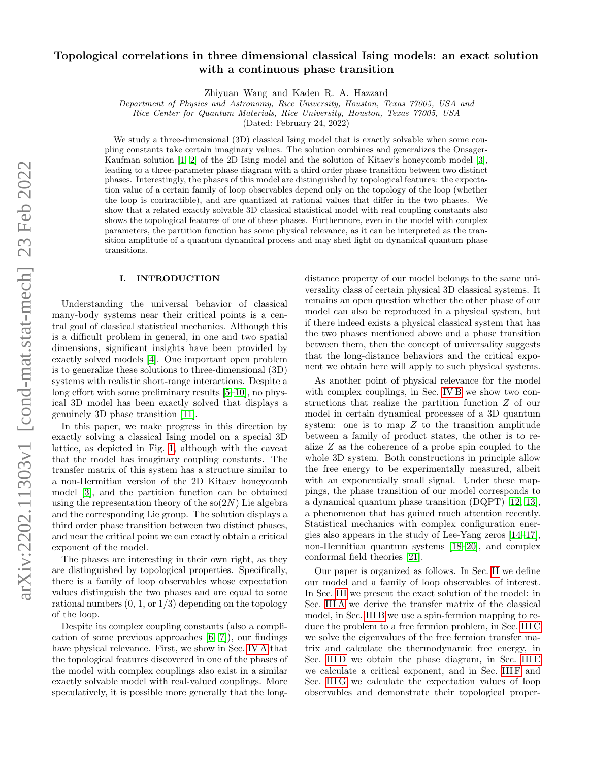# Topological correlations in three dimensional classical Ising models: an exact solution with a continuous phase transition

Zhiyuan Wang and Kaden R. A. Hazzard

*Department of Physics and Astronomy, Rice University, Houston, Texas 77005, USA and*
*Rice Center for Quantum Materials, Rice University, Houston, Texas 77005, USA*

(Dated: February 24, 2022)

We study a three-dimensional (3D) classical Ising model that is exactly solvable when some coupling constants take certain imaginary values. The solution combines and generalizes the Onsager-Kaufman solution [1, 2] of the 2D Ising model and the solution of Kitaev's honeycomb model [3], leading to a three-parameter phase diagram with a third order phase transition between two distinct phases. Interestingly, the phases of this model are distinguished by topological features: the expectation value of a certain family of loop observables depend only on the topology of the loop (whether the loop is contractible), and are quantized at rational values that differ in the two phases. We show that a related exactly solvable 3D classical statistical model with real coupling constants also shows the topological features of one of these phases. Furthermore, even in the model with complex parameters, the partition function has some physical relevance, as it can be interpreted as the transition amplitude of a quantum dynamical process and may shed light on dynamical quantum phase transitions.

## I. INTRODUCTION

Understanding the universal behavior of classical many-body systems near their critical points is a central goal of classical statistical mechanics. Although this is a difficult problem in general, in one and two spatial dimensions, significant insights have been provided by exactly solved models [4]. One important open problem is to generalize these solutions to three-dimensional (3D) systems with realistic short-range interactions. Despite a long effort with some preliminary results [5–10], no physical 3D model has been exactly solved that displays a genuinely 3D phase transition [11].

In this paper, we make progress in this direction by exactly solving a classical Ising model on a special 3D lattice, as depicted in Fig. 1, although with the caveat that the model has imaginary coupling constants. The transfer matrix of this system has a structure similar to a non-Hermitian version of the 2D Kitaev honeycomb model [3], and the partition function can be obtained using the representation theory of the so($2N$) Lie algebra and the corresponding Lie group. The solution displays a third order phase transition between two distinct phases, and near the critical point we can exactly obtain a critical exponent of the model.

The phases are interesting in their own right, as they are distinguished by topological properties. Specifically, there is a family of loop observables whose expectation values distinguish the two phases and are equal to some rational numbers (0, 1, or 1/3) depending on the topology of the loop.

Despite its complex coupling constants (also a complication of some previous approaches [6, 7]), our findings have physical relevance. First, we show in Sec. IV A that the topological features discovered in one of the phases of the model with complex couplings also exist in a similar exactly solvable model with real-valued couplings. More speculatively, it is possible more generally that the long-distance property of our model belongs to the same universality class of certain physical 3D classical systems. It remains an open question whether the other phase of our model can also be reproduced in a physical system, but if there indeed exists a physical classical system that has the two phases mentioned above and a phase transition between them, then the concept of universality suggests that the long-distance behaviors and the critical exponent we obtain here will apply to such physical systems.

As another point of physical relevance for the model with complex couplings, in Sec. IV B we show two constructions that realize the partition function $Z$ of our model in certain dynamical processes of a 3D quantum system: one is to map $Z$ to the transition amplitude between a family of product states, the other is to realize $Z$ as the coherence of a probe spin coupled to the whole 3D system. Both constructions in principle allow the free energy to be experimentally measured, albeit with an exponentially small signal. Under these mappings, the phase transition of our model corresponds to a dynamical quantum phase transition (DQPT) [12, 13], a phenomenon that has gained much attention recently. Statistical mechanics with complex configuration energies also appears in the study of Lee-Yang zeros [14–17], non-Hermitian quantum systems [18–20], and complex conformal field theories [21].

Our paper is organized as follows. In Sec. II we define our model and a family of loop observables of interest. In Sec. III we present the exact solution of the model: in Sec. III A we derive the transfer matrix of the classical model, in Sec. III B we use a spin-fermion mapping to reduce the problem to a free fermion problem, in Sec. III C we solve the eigenvalues of the free fermion transfer matrix and calculate the thermodynamic free energy, in Sec. III D we obtain the phase diagram, in Sec. III E we calculate a critical exponent, and in Sec. III F and Sec. III G we calculate the expectation values of loop observables and demonstrate their topological proper-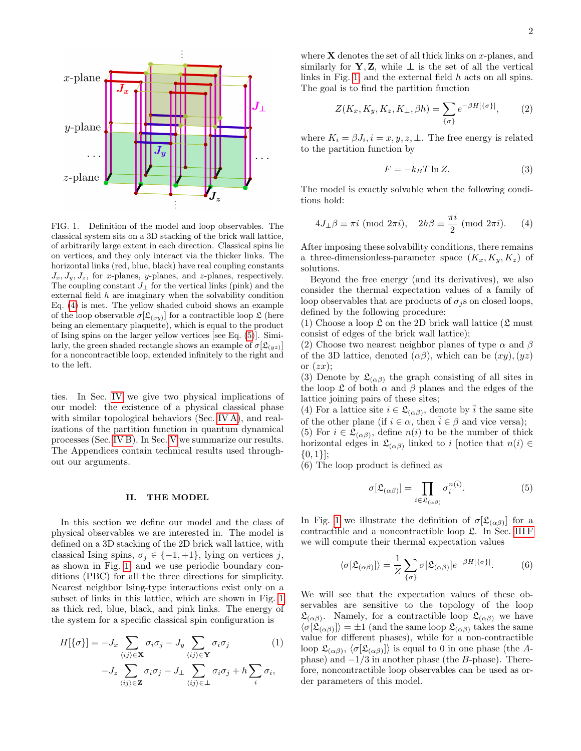FIG. 1. Definition of the model and loop observables. The classical system sits on a 3D stacking of the brick wall lattice, of arbitrarily large extent in each direction. Classical spins lie on vertices, and they only interact via the thicker links. The horizontal links (red, blue, black) have real coupling constants $J_x, J_y, J_z$, for $x$-planes, $y$-planes, and $z$-planes, respectively. The coupling constant $J_\perp$ for the vertical links (pink) and the external field $h$ are imaginary when the solvability condition Eq. (4) is met. The yellow shaded cuboid shows an example of the loop observable $\sigma[\mathfrak{L}_{(xy)}]$ for a contractible loop $\mathfrak{L}$ (here being an elementary plaquette), which is equal to the product of Ising spins on the larger yellow vertices [see Eq. (5)]. Similarly, the green shaded rectangle shows an example of $\sigma[\mathfrak{L}_{(yz)}]$ for a noncontractible loop, extended infinitely to the right and to the left.

ties. In Sec. IV we give two physical implications of our model: the existence of a physical classical phase with similar topological behaviors (Sec. IV A), and realizations of the partition function in quantum dynamical processes (Sec. IV B). In Sec. V we summarize our results. The Appendices contain technical results used throughout our arguments.

## II. THE MODEL

In this section we define our model and the class of physical observables we are interested in. The model is defined on a 3D stacking of the 2D brick wall lattice, with classical Ising spins, $\sigma_j \in \{-1, +1\}$, lying on vertices $j$, as shown in Fig. 1, and we use periodic boundary conditions (PBC) for all the three directions for simplicity. Nearest neighbor Ising-type interactions exist only on a subset of links in this lattice, which are shown in Fig. 1 as thick red, blue, black, and pink links. The energy of the system for a specific classical spin configuration is

$$
\begin{aligned}
H[\{\sigma\}] = &-J_x \sum_{\langle ij\rangle \in \mathbf{X}} \sigma_i\sigma_j - J_y \sum_{\langle ij\rangle \in \mathbf{Y}} \sigma_i\sigma_j \\
&-J_z \sum_{\langle ij\rangle \in \mathbf{Z}} \sigma_i\sigma_j - J_\perp \sum_{\langle ij\rangle \in \perp} \sigma_i\sigma_j + h\sum_i \sigma_i,
\end{aligned}
\tag{1}
$$

where $\mathbf{X}$ denotes the set of all thick links on $x$-planes, and similarly for $\mathbf{Y}, \mathbf{Z}$, while $\perp$ is the set of all the vertical links in Fig. 1, and the external field $h$ acts on all spins. The goal is to find the partition function

$$
Z(K_x, K_y, K_z, K_\perp, \beta h) = \sum_{\{\sigma\}} e^{-\beta H[\{\sigma\}]}, \tag{2}
$$

where $K_i = \beta J_i, i = x, y, z, \perp$. The free energy is related to the partition function by

$$
F = -k_B T \ln Z. \tag{3}
$$

The model is exactly solvable when the following conditions hold:

$$
4J_\perp\beta \equiv \pi i \ (\mathrm{mod}\ 2\pi i), \quad 2h\beta \equiv \frac{\pi i}{2} \ (\mathrm{mod}\ 2\pi i). \tag{4}
$$

After imposing these solvability conditions, there remains a three-dimensionless-parameter space $(K_x, K_y, K_z)$ of solutions.

Beyond the free energy (and its derivatives), we also consider the thermal expectation values of a family of loop observables that are products of $\sigma_j$s on closed loops, defined by the following procedure:

(1) Choose a loop $\mathfrak{L}$ on the 2D brick wall lattice ($\mathfrak{L}$ must consist of edges of the brick wall lattice);

(2) Choose two nearest neighbor planes of type $\alpha$ and $\beta$ of the 3D lattice, denoted $(\alpha\beta)$, which can be $(xy)$, $(yz)$ or $(zx)$;

(3) Denote by $\mathfrak{L}_{(\alpha\beta)}$ the graph consisting of all sites in the loop $\mathfrak{L}$ of both $\alpha$ and $\beta$ planes and the edges of the lattice joining pairs of these sites;

(4) For a lattice site $i \in \mathfrak{L}_{(\alpha\beta)}$, denote by $\bar{i}$ the same site of the other plane (if $i \in \alpha$, then $\bar{i} \in \beta$ and vice versa);

(5) For $i \in \mathfrak{L}_{(\alpha\beta)}$, define $n(i)$ to be the number of thick horizontal edges in $\mathfrak{L}_{(\alpha\beta)}$ linked to $i$ [notice that $n(i) \in \{0, 1\}$];

(6) The loop product is defined as

$$
\sigma[\mathfrak{L}_{(\alpha\beta)}] = \prod_{i \in \mathfrak{L}_{(\alpha\beta)}} \sigma_i^{n(\bar{i})}. \tag{5}
$$

In Fig. 1 we illustrate the definition of $\sigma[\mathfrak{L}_{(\alpha\beta)}]$ for a contractible and a noncontractible loop $\mathfrak{L}$. In Sec. III F we will compute their thermal expectation values

$$
\langle \sigma[\mathfrak{L}_{(\alpha\beta)}] \rangle = \frac{1}{Z} \sum_{\{\sigma\}} \sigma[\mathfrak{L}_{(\alpha\beta)}] e^{-\beta H[\{\sigma\}]}. \tag{6}
$$

We will see that the expectation values of these observables are sensitive to the topology of the loop $\mathfrak{L}_{(\alpha\beta)}$. Namely, for a contractible loop $\mathfrak{L}_{(\alpha\beta)}$ we have $\langle \sigma[\mathfrak{L}_{(\alpha\beta)}] \rangle = \pm 1$ (and the same loop $\mathfrak{L}_{(\alpha\beta)}$ takes the same value for different phases), while for a non-contractible loop $\mathfrak{L}_{(\alpha\beta)}$, $\langle \sigma[\mathfrak{L}_{(\alpha\beta)}] \rangle$ is equal to 0 in one phase (the $A$-phase) and $-1/3$ in another phase (the $B$-phase). Therefore, noncontractible loop observables can be used as order parameters of this model.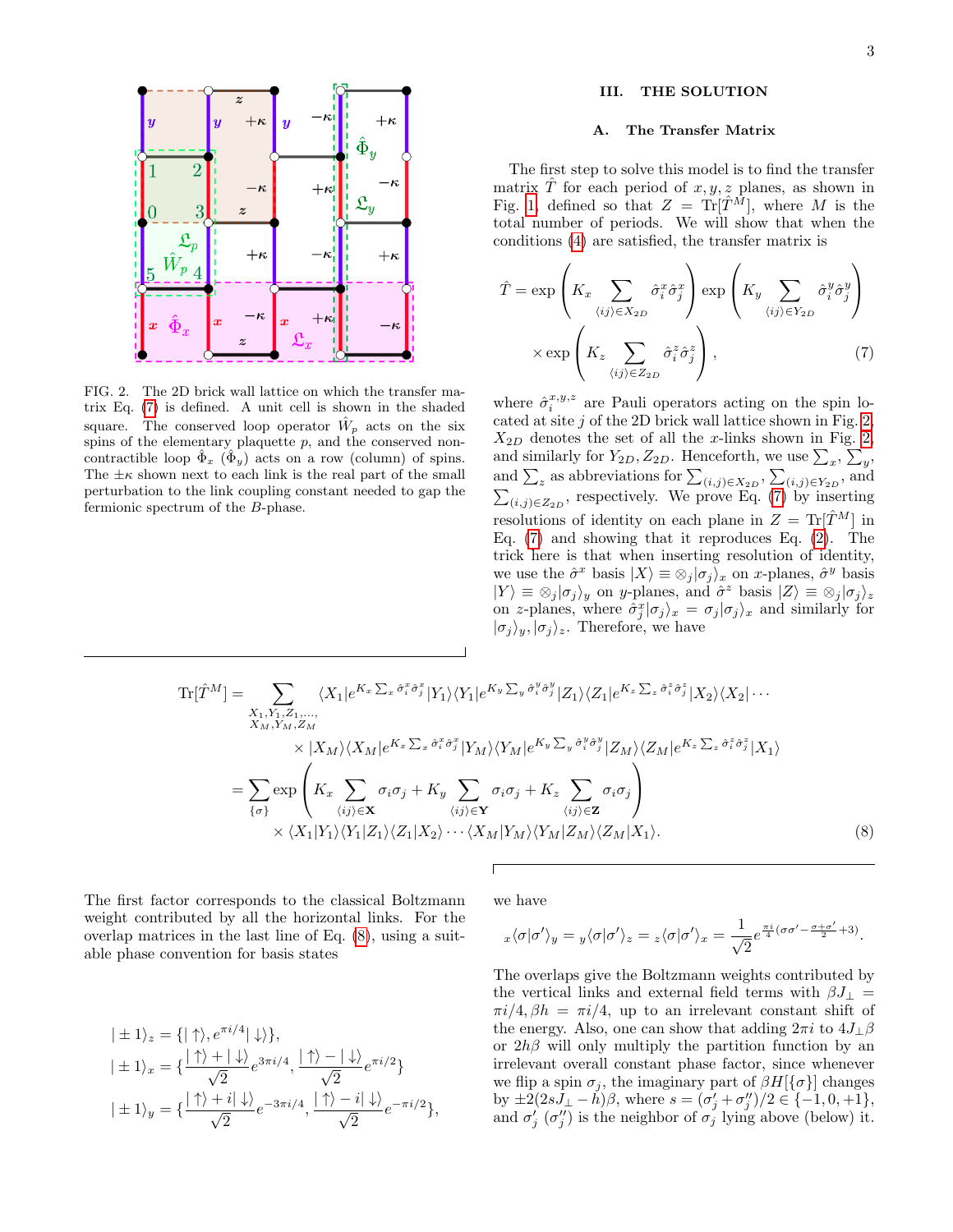FIG. 2. The 2D brick wall lattice on which the transfer matrix Eq. (7) is defined. A unit cell is shown in the shaded square. The conserved loop operator $\hat{W}_p$ acts on the six spins of the elementary plaquette $p$, and the conserved non-contractible loop $\hat{\Phi}_x$ ($\hat{\Phi}_y$) acts on a row (column) of spins. The $\pm\kappa$ shown next to each link is the real part of the small perturbation to the link coupling constant needed to gap the fermionic spectrum of the $B$-phase.

## III. THE SOLUTION

### A. The Transfer Matrix

The first step to solve this model is to find the transfer matrix $\hat{T}$ for each period of $x, y, z$ planes, as shown in Fig. 1, defined so that $Z = \mathrm{Tr}[\hat{T}^M]$, where $M$ is the total number of periods. We will show that when the conditions (4) are satisfied, the transfer matrix is

$$\hat{T} = \exp\left(K_x \sum_{\langle ij\rangle \in X_{2D}} \hat{\sigma}_i^x \hat{\sigma}_j^x\right) \exp\left(K_y \sum_{\langle ij\rangle \in Y_{2D}} \hat{\sigma}_i^y \hat{\sigma}_j^y\right) \times \exp\left(K_z \sum_{\langle ij\rangle \in Z_{2D}} \hat{\sigma}_i^z \hat{\sigma}_j^z\right), \tag{7}$$

where $\hat{\sigma}_i^{x,y,z}$ are Pauli operators acting on the spin located at site $j$ of the 2D brick wall lattice shown in Fig. 2. $X_{2D}$ denotes the set of all the $x$-links shown in Fig. 2, and similarly for $Y_{2D}, Z_{2D}$. Henceforth, we use $\sum_x$, $\sum_y$, and $\sum_z$ as abbreviations for $\sum_{(i,j)\in X_{2D}}$, $\sum_{(i,j)\in Y_{2D}}$, and $\sum_{(i,j)\in Z_{2D}}$, respectively. We prove Eq. (7) by inserting resolutions of identity on each plane in $Z = \mathrm{Tr}[\hat{T}^M]$ in Eq. (7) and showing that it reproduces Eq. (2). The trick here is that when inserting resolution of identity, we use the $\hat{\sigma}^x$ basis $|X\rangle \equiv \otimes_j |\sigma_j\rangle_x$ on $x$-planes, $\hat{\sigma}^y$ basis $|Y\rangle \equiv \otimes_j |\sigma_j\rangle_y$ on $y$-planes, and $\hat{\sigma}^z$ basis $|Z\rangle \equiv \otimes_j |\sigma_j\rangle_z$ on $z$-planes, where $\hat{\sigma}_j^x |\sigma_j\rangle_x = \sigma_j |\sigma_j\rangle_x$ and similarly for $|\sigma_j\rangle_y, |\sigma_j\rangle_z$. Therefore, we have

$$\begin{aligned}
\mathrm{Tr}[\hat{T}^M] &= \sum_{\substack{X_1,Y_1,Z_1,\ldots,\\ X_M,Y_M,Z_M}} \langle X_1| e^{K_x \sum_x \hat{\sigma}_i^x \hat{\sigma}_j^x} |Y_1\rangle\langle Y_1| e^{K_y \sum_y \hat{\sigma}_i^y \hat{\sigma}_j^y} |Z_1\rangle\langle Z_1| e^{K_z \sum_z \hat{\sigma}_i^z \hat{\sigma}_j^z} |X_2\rangle\langle X_2| \cdots \\
&\qquad \times |X_M\rangle\langle X_M| e^{K_x \sum_x \hat{\sigma}_i^x \hat{\sigma}_j^x} |Y_M\rangle\langle Y_M| e^{K_y \sum_y \hat{\sigma}_i^y \hat{\sigma}_j^y} |Z_M\rangle\langle Z_M| e^{K_z \sum_z \hat{\sigma}_i^z \hat{\sigma}_j^z} |X_1\rangle \\
&= \sum_{\{\sigma\}} \exp\left(K_x \sum_{\langle ij\rangle\in\mathbf{X}} \sigma_i\sigma_j + K_y \sum_{\langle ij\rangle\in\mathbf{Y}} \sigma_i\sigma_j + K_z \sum_{\langle ij\rangle\in\mathbf{Z}} \sigma_i\sigma_j\right) \\
&\qquad \times \langle X_1|Y_1\rangle\langle Y_1|Z_1\rangle\langle Z_1|X_2\rangle \cdots \langle X_M|Y_M\rangle\langle Y_M|Z_M\rangle\langle Z_M|X_1\rangle.
\end{aligned} \tag{8}$$

The first factor corresponds to the classical Boltzmann weight contributed by all the horizontal links. For the overlap matrices in the last line of Eq. (8), using a suitable phase convention for basis states

$$\begin{aligned}
|\pm 1\rangle_z &= \{|\uparrow\rangle, e^{\pi i/4}|\downarrow\rangle\}, \\
|\pm 1\rangle_x &= \{\frac{|\uparrow\rangle + |\downarrow\rangle}{\sqrt{2}} e^{3\pi i/4}, \frac{|\uparrow\rangle - |\downarrow\rangle}{\sqrt{2}} e^{\pi i/2}\} \\
|\pm 1\rangle_y &= \{\frac{|\uparrow\rangle + i|\downarrow\rangle}{\sqrt{2}} e^{-3\pi i/4}, \frac{|\uparrow\rangle - i|\downarrow\rangle}{\sqrt{2}} e^{-\pi i/2}\},
\end{aligned}$$

we have

$$_x\langle\sigma|\sigma'\rangle_y = {}_y\langle\sigma|\sigma'\rangle_z = {}_z\langle\sigma|\sigma'\rangle_x = \frac{1}{\sqrt{2}} e^{\frac{\pi i}{4}(\sigma\sigma' - \frac{\sigma+\sigma'}{2} + 3)}.$$

The overlaps give the Boltzmann weights contributed by the vertical links and external field terms with $\beta J_\perp = \pi i/4, \beta h = \pi i/4$, up to an irrelevant constant shift of the energy. Also, one can show that adding $2\pi i$ to $4J_\perp\beta$ or $2h\beta$ will only multiply the partition function by an irrelevant overall constant phase factor, since whenever we flip a spin $\sigma_j$, the imaginary part of $\beta H[\{\sigma\}]$ changes by $\pm 2(2sJ_\perp - h)\beta$, where $s = (\sigma_j' + \sigma_j'')/2 \in \{-1, 0, +1\}$, and $\sigma_j'$ ($\sigma_j''$) is the neighbor of $\sigma_j$ lying above (below) it.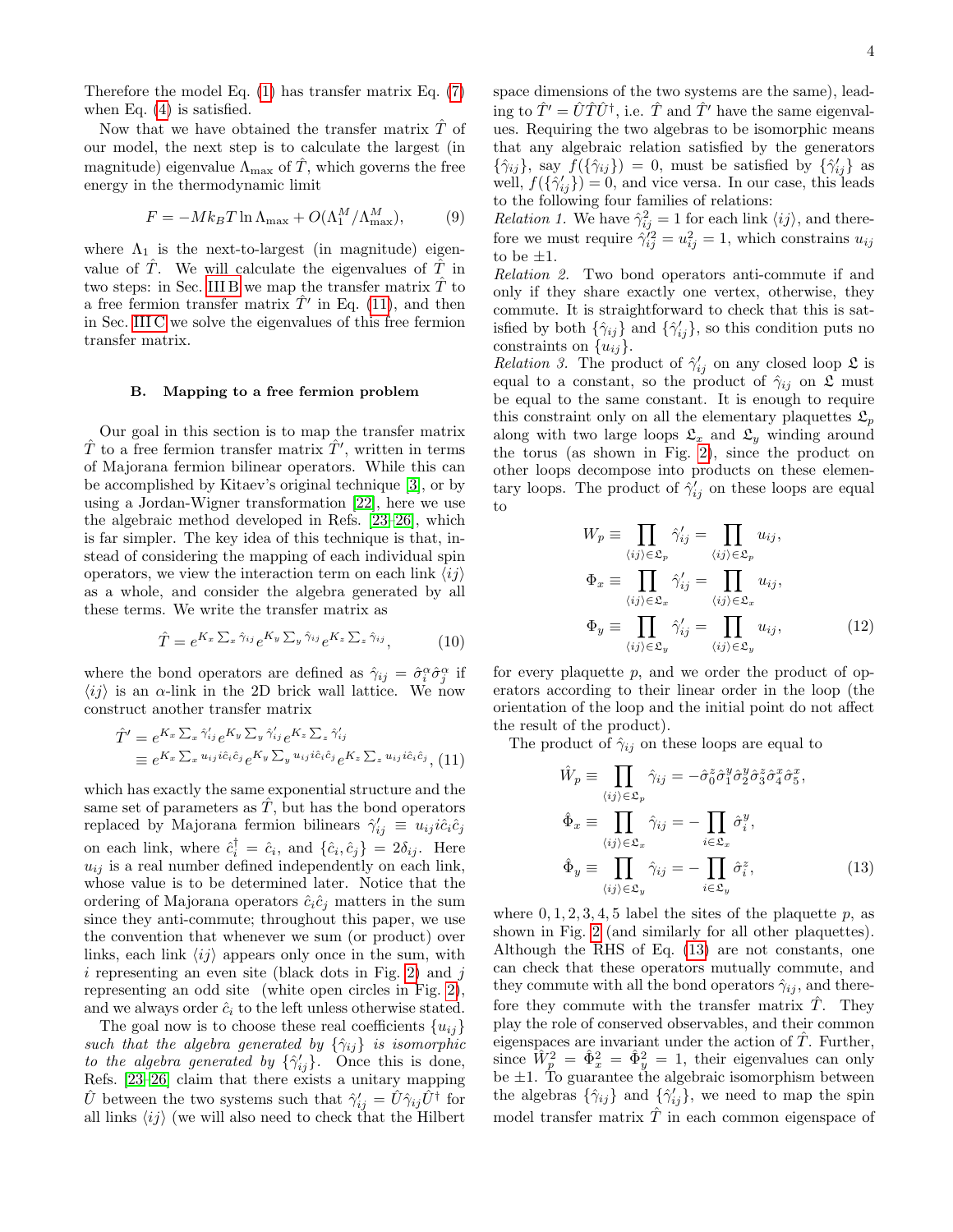Therefore the model Eq. (1) has transfer matrix Eq. (7) when Eq. (4) is satisfied.

Now that we have obtained the transfer matrix $\hat{T}$ of our model, the next step is to calculate the largest (in magnitude) eigenvalue $\Lambda_{\max}$ of $\hat{T}$, which governs the free energy in the thermodynamic limit

$$F = -Mk_BT \ln \Lambda_{\max} + O(\Lambda_1^M/\Lambda_{\max}^M), \tag{9}$$

where $\Lambda_1$ is the next-to-largest (in magnitude) eigenvalue of $\hat{T}$. We will calculate the eigenvalues of $\hat{T}$ in two steps: in Sec. III B we map the transfer matrix $\hat{T}$ to a free fermion transfer matrix $\hat{T}'$ in Eq. (11), and then in Sec. III C we solve the eigenvalues of this free fermion transfer matrix.

### B. Mapping to a free fermion problem

Our goal in this section is to map the transfer matrix $\hat{T}$ to a free fermion transfer matrix $\hat{T}'$, written in terms of Majorana fermion bilinear operators. While this can be accomplished by Kitaev's original technique [3], or by using a Jordan-Wigner transformation [22], here we use the algebraic method developed in Refs. [23–26], which is far simpler. The key idea of this technique is that, instead of considering the mapping of each individual spin operators, we view the interaction term on each link $\langle ij \rangle$ as a whole, and consider the algebra generated by all these terms. We write the transfer matrix as

$$\hat{T} = e^{K_x \sum_x \hat{\gamma}_{ij}} e^{K_y \sum_y \hat{\gamma}_{ij}} e^{K_z \sum_z \hat{\gamma}_{ij}}, \tag{10}$$

where the bond operators are defined as $\hat{\gamma}_{ij} = \hat{\sigma}_i^\alpha \hat{\sigma}_j^\alpha$ if $\langle ij \rangle$ is an $\alpha$-link in the 2D brick wall lattice. We now construct another transfer matrix

$$\begin{aligned}\hat{T}' &= e^{K_x \sum_x \hat{\gamma}'_{ij}} e^{K_y \sum_y \hat{\gamma}'_{ij}} e^{K_z \sum_z \hat{\gamma}'_{ij}} \\ &\equiv e^{K_x \sum_x u_{ij} i\hat{c}_i\hat{c}_j} e^{K_y \sum_y u_{ij} i\hat{c}_i\hat{c}_j} e^{K_z \sum_z u_{ij} i\hat{c}_i\hat{c}_j}, \end{aligned} \tag{11}$$

which has exactly the same exponential structure and the same set of parameters as $\hat{T}$, but has the bond operators replaced by Majorana fermion bilinears $\hat{\gamma}'_{ij} \equiv u_{ij} i\hat{c}_i\hat{c}_j$ on each link, where $\hat{c}_i^\dagger = \hat{c}_i$, and $\{\hat{c}_i, \hat{c}_j\} = 2\delta_{ij}$. Here $u_{ij}$ is a real number defined independently on each link, whose value is to be determined later. Notice that the ordering of Majorana operators $\hat{c}_i\hat{c}_j$ matters in the sum since they anti-commute; throughout this paper, we use the convention that whenever we sum (or product) over links, each link $\langle ij \rangle$ appears only once in the sum, with $i$ representing an even site (black dots in Fig. 2) and $j$ representing an odd site (white open circles in Fig. 2), and we always order $\hat{c}_i$ to the left unless otherwise stated.

The goal now is to choose these real coefficients $\{u_{ij}\}$ *such that the algebra generated by $\{\hat{\gamma}_{ij}\}$ is isomorphic to the algebra generated by $\{\hat{\gamma}'_{ij}\}$*. Once this is done, Refs. [23–26] claim that there exists a unitary mapping $\hat{U}$ between the two systems such that $\hat{\gamma}'_{ij} = \hat{U}\hat{\gamma}_{ij}\hat{U}^\dagger$ for all links $\langle ij \rangle$ (we will also need to check that the Hilbert space dimensions of the two systems are the same), leading to $\hat{T}' = \hat{U}\hat{T}\hat{U}^\dagger$, i.e. $\hat{T}$ and $\hat{T}'$ have the same eigenvalues. Requiring the two algebras to be isomorphic means that any algebraic relation satisfied by the generators $\{\hat{\gamma}_{ij}\}$, say $f(\{\hat{\gamma}_{ij}\}) = 0$, must be satisfied by $\{\hat{\gamma}'_{ij}\}$ as well, $f(\{\hat{\gamma}'_{ij}\}) = 0$, and vice versa. In our case, this leads to the following four families of relations:

*Relation 1.* We have $\hat{\gamma}_{ij}^2 = 1$ for each link $\langle ij \rangle$, and therefore we must require $\hat{\gamma}'^2_{ij} = u_{ij}^2 = 1$, which constrains $u_{ij}$ to be $\pm 1$.

*Relation 2.* Two bond operators anti-commute if and only if they share exactly one vertex, otherwise, they commute. It is straightforward to check that this is satisfied by both $\{\hat{\gamma}_{ij}\}$ and $\{\hat{\gamma}'_{ij}\}$, so this condition puts no constraints on $\{u_{ij}\}$.

*Relation 3.* The product of $\hat{\gamma}'_{ij}$ on any closed loop $\mathfrak{L}$ is equal to a constant, so the product of $\hat{\gamma}_{ij}$ on $\mathfrak{L}$ must be equal to the same constant. It is enough to require this constraint only on all the elementary plaquettes $\mathfrak{L}_p$ along with two large loops $\mathfrak{L}_x$ and $\mathfrak{L}_y$ winding around the torus (as shown in Fig. 2), since the product on other loops decompose into products on these elementary loops. The product of $\hat{\gamma}'_{ij}$ on these loops are equal to

$$\begin{aligned} W_p &\equiv \prod_{\langle ij \rangle \in \mathfrak{L}_p} \hat{\gamma}'_{ij} = \prod_{\langle ij \rangle \in \mathfrak{L}_p} u_{ij}, \\ \Phi_x &\equiv \prod_{\langle ij \rangle \in \mathfrak{L}_x} \hat{\gamma}'_{ij} = \prod_{\langle ij \rangle \in \mathfrak{L}_x} u_{ij}, \\ \Phi_y &\equiv \prod_{\langle ij \rangle \in \mathfrak{L}_y} \hat{\gamma}'_{ij} = \prod_{\langle ij \rangle \in \mathfrak{L}_y} u_{ij}, \end{aligned} \tag{12}$$

for every plaquette $p$, and we order the product of operators according to their linear order in the loop (the orientation of the loop and the initial point do not affect the result of the product).

The product of $\hat{\gamma}_{ij}$ on these loops are equal to

$$\begin{aligned} \hat{W}_p &\equiv \prod_{\langle ij \rangle \in \mathfrak{L}_p} \hat{\gamma}_{ij} = -\hat{\sigma}_0^z \hat{\sigma}_1^y \hat{\sigma}_2^y \hat{\sigma}_3^z \hat{\sigma}_4^x \hat{\sigma}_5^x, \\ \hat{\Phi}_x &\equiv \prod_{\langle ij \rangle \in \mathfrak{L}_x} \hat{\gamma}_{ij} = -\prod_{i \in \mathfrak{L}_x} \hat{\sigma}_i^y, \\ \hat{\Phi}_y &\equiv \prod_{\langle ij \rangle \in \mathfrak{L}_y} \hat{\gamma}_{ij} = -\prod_{i \in \mathfrak{L}_y} \hat{\sigma}_i^z, \end{aligned} \tag{13}$$

where $0, 1, 2, 3, 4, 5$ label the sites of the plaquette $p$, as shown in Fig. 2 (and similarly for all other plaquettes). Although the RHS of Eq. (13) are not constants, one can check that these operators mutually commute, and they commute with all the bond operators $\hat{\gamma}_{ij}$, and therefore they commute with the transfer matrix $\hat{T}$. They play the role of conserved observables, and their common eigenspaces are invariant under the action of $\hat{T}$. Further, since $\hat{W}_p^2 = \hat{\Phi}_x^2 = \hat{\Phi}_y^2 = 1$, their eigenvalues can only be $\pm 1$. To guarantee the algebraic isomorphism between the algebras $\{\hat{\gamma}_{ij}\}$ and $\{\hat{\gamma}'_{ij}\}$, we need to map the spin model transfer matrix $\hat{T}$ in each common eigenspace of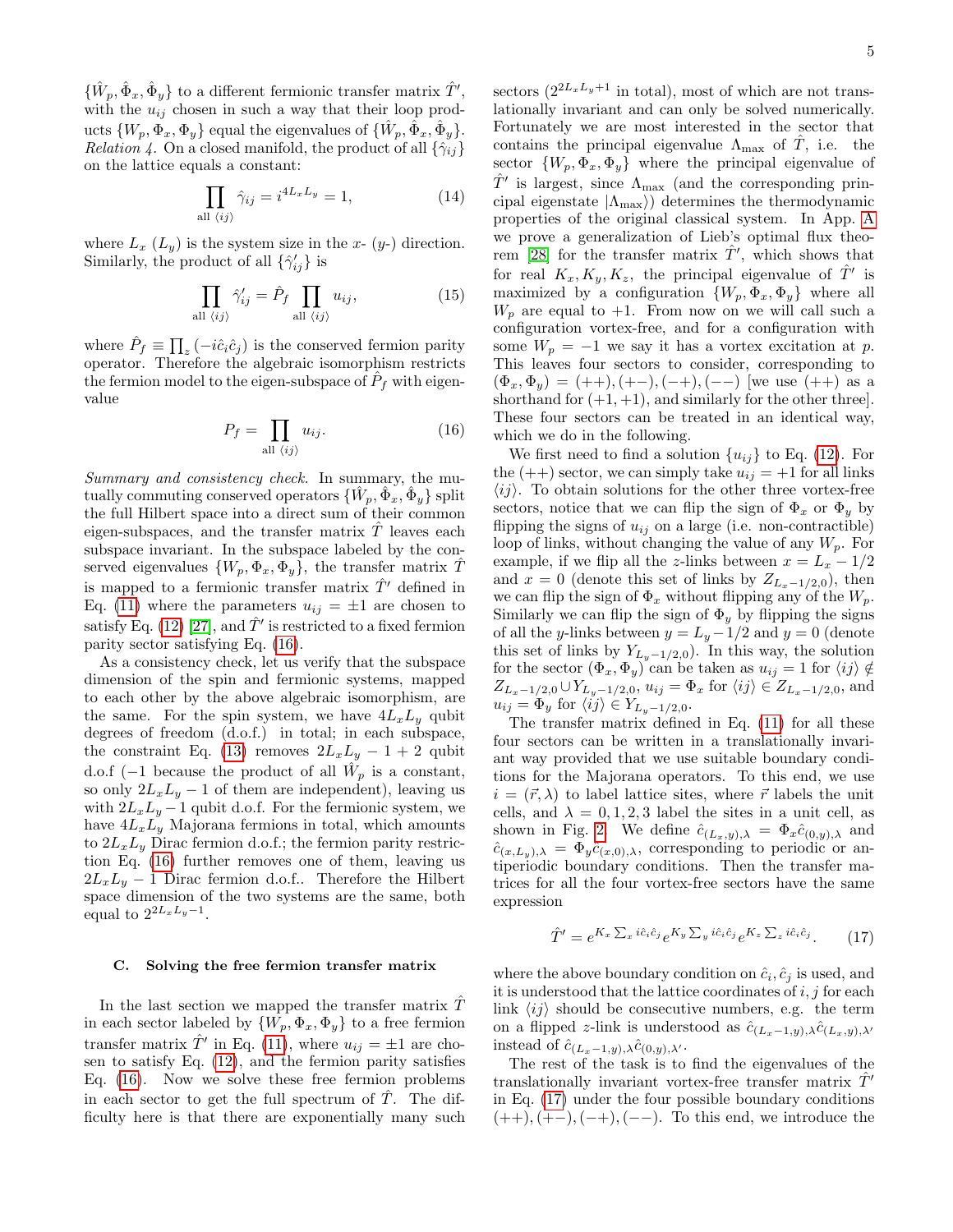$\{\hat{W}_p, \hat{\Phi}_x, \hat{\Phi}_y\}$ to a different fermionic transfer matrix $\hat{T}'$, with the $u_{ij}$ chosen in such a way that their loop products $\{W_p, \Phi_x, \Phi_y\}$ equal the eigenvalues of $\{\hat{W}_p, \hat{\Phi}_x, \hat{\Phi}_y\}$.

*Relation 4.* On a closed manifold, the product of all $\{\hat{\gamma}_{ij}\}$ on the lattice equals a constant:

$$\prod_{\text{all } \langle ij \rangle} \hat{\gamma}_{ij} = i^{4L_x L_y} = 1, \tag{14}$$

where $L_x$ ($L_y$) is the system size in the $x$- ($y$-) direction. Similarly, the product of all $\{\hat{\gamma}'_{ij}\}$ is

$$\prod_{\text{all } \langle ij \rangle} \hat{\gamma}'_{ij} = \hat{P}_f \prod_{\text{all } \langle ij \rangle} u_{ij}, \tag{15}$$

where $\hat{P}_f \equiv \prod_z (-i\hat{c}_i\hat{c}_j)$ is the conserved fermion parity operator. Therefore the algebraic isomorphism restricts the fermion model to the eigen-subspace of $\hat{P}_f$ with eigenvalue

$$P_f = \prod_{\text{all } \langle ij \rangle} u_{ij}. \tag{16}$$

*Summary and consistency check.* In summary, the mutually commuting conserved operators $\{\hat{W}_p, \hat{\Phi}_x, \hat{\Phi}_y\}$ split the full Hilbert space into a direct sum of their common eigen-subspaces, and the transfer matrix $\hat{T}$ leaves each subspace invariant. In the subspace labeled by the conserved eigenvalues $\{W_p, \Phi_x, \Phi_y\}$, the transfer matrix $\hat{T}$ is mapped to a fermionic transfer matrix $\hat{T}'$ defined in Eq. (11) where the parameters $u_{ij} = \pm 1$ are chosen to satisfy Eq. (12) [27], and $\hat{T}'$ is restricted to a fixed fermion parity sector satisfying Eq. (16).

As a consistency check, let us verify that the subspace dimension of the spin and fermionic systems, mapped to each other by the above algebraic isomorphism, are the same. For the spin system, we have $4L_xL_y$ qubit degrees of freedom (d.o.f.) in total; in each subspace, the constraint Eq. (13) removes $2L_xL_y - 1 + 2$ qubit d.o.f ($-1$ because the product of all $\hat{W}_p$ is a constant, so only $2L_xL_y - 1$ of them are independent), leaving us with $2L_xL_y - 1$ qubit d.o.f. For the fermionic system, we have $4L_xL_y$ Majorana fermions in total, which amounts to $2L_xL_y$ Dirac fermion d.o.f.; the fermion parity restriction Eq. (16) further removes one of them, leaving us $2L_xL_y - 1$ Dirac fermion d.o.f.. Therefore the Hilbert space dimension of the two systems are the same, both equal to $2^{2L_xL_y-1}$.

### C. Solving the free fermion transfer matrix

In the last section we mapped the transfer matrix $\hat{T}$ in each sector labeled by $\{W_p, \Phi_x, \Phi_y\}$ to a free fermion transfer matrix $\hat{T}'$ in Eq. (11), where $u_{ij} = \pm 1$ are chosen to satisfy Eq. (12), and the fermion parity satisfies Eq. (16). Now we solve these free fermion problems in each sector to get the full spectrum of $\hat{T}$. The difficulty here is that there are exponentially many such sectors ($2^{2L_xL_y+1}$ in total), most of which are not translationally invariant and can only be solved numerically. Fortunately we are most interested in the sector that contains the principal eigenvalue $\Lambda_{\max}$ of $\hat{T}$, i.e. the sector $\{W_p, \Phi_x, \Phi_y\}$ where the principal eigenvalue of $\hat{T}'$ is largest, since $\Lambda_{\max}$ (and the corresponding principal eigenstate $|\Lambda_{\max}\rangle$) determines the thermodynamic properties of the original classical system. In App. A we prove a generalization of Lieb's optimal flux theorem [28] for the transfer matrix $\hat{T}'$, which shows that for real $K_x, K_y, K_z$, the principal eigenvalue of $\hat{T}'$ is maximized by a configuration $\{W_p, \Phi_x, \Phi_y\}$ where all $W_p$ are equal to $+1$. From now on we will call such a configuration vortex-free, and for a configuration with some $W_p = -1$ we say it has a vortex excitation at $p$. This leaves four sectors to consider, corresponding to $(\Phi_x, \Phi_y) = (++), (+-), (-+), (--)$ [we use $(++)$ as a shorthand for $(+1, +1)$, and similarly for the other three]. These four sectors can be treated in an identical way, which we do in the following.

We first need to find a solution $\{u_{ij}\}$ to Eq. (12). For the $(++)$ sector, we can simply take $u_{ij} = +1$ for all links $\langle ij \rangle$. To obtain solutions for the other three vortex-free sectors, notice that we can flip the sign of $\Phi_x$ or $\Phi_y$ by flipping the signs of $u_{ij}$ on a large (i.e. non-contractible) loop of links, without changing the value of any $W_p$. For example, if we flip all the $z$-links between $x = L_x - 1/2$ and $x = 0$ (denote this set of links by $Z_{L_x-1/2,0}$), then we can flip the sign of $\Phi_x$ without flipping any of the $W_p$. Similarly we can flip the sign of $\Phi_y$ by flipping the signs of all the $y$-links between $y = L_y - 1/2$ and $y = 0$ (denote this set of links by $Y_{L_y-1/2,0}$). In this way, the solution for the sector $(\Phi_x, \Phi_y)$ can be taken as $u_{ij} = 1$ for $\langle ij \rangle \notin Z_{L_x-1/2,0} \cup Y_{L_y-1/2,0}$, $u_{ij} = \Phi_x$ for $\langle ij \rangle \in Z_{L_x-1/2,0}$, and $u_{ij} = \Phi_y$ for $\langle ij \rangle \in Y_{L_y-1/2,0}$.

The transfer matrix defined in Eq. (11) for all these four sectors can be written in a translationally invariant way provided that we use suitable boundary conditions for the Majorana operators. To this end, we use $i = (\vec{r}, \lambda)$ to label lattice sites, where $\vec{r}$ labels the unit cells, and $\lambda = 0, 1, 2, 3$ label the sites in a unit cell, as shown in Fig. 2. We define $\hat{c}_{(L_x,y),\lambda} = \Phi_x \hat{c}_{(0,y),\lambda}$ and $\hat{c}_{(x,L_y),\lambda} = \Phi_y \hat{c}_{(x,0),\lambda}$, corresponding to periodic or antiperiodic boundary conditions. Then the transfer matrices for all the four vortex-free sectors have the same expression

$$\hat{T}' = e^{K_x \sum_x i\hat{c}_i\hat{c}_j} e^{K_y \sum_y i\hat{c}_i\hat{c}_j} e^{K_z \sum_z i\hat{c}_i\hat{c}_j}. \tag{17}$$

where the above boundary condition on $\hat{c}_i, \hat{c}_j$ is used, and it is understood that the lattice coordinates of $i, j$ for each link $\langle ij \rangle$ should be consecutive numbers, e.g. the term on a flipped $z$-link is understood as $\hat{c}_{(L_x-1,y),\lambda}\hat{c}_{(L_x,y),\lambda'}$ instead of $\hat{c}_{(L_x-1,y),\lambda}\hat{c}_{(0,y),\lambda'}$.

The rest of the task is to find the eigenvalues of the translationally invariant vortex-free transfer matrix $\hat{T}'$ in Eq. (17) under the four possible boundary conditions $(++), (+-), (-+), (--)$. To this end, we introduce the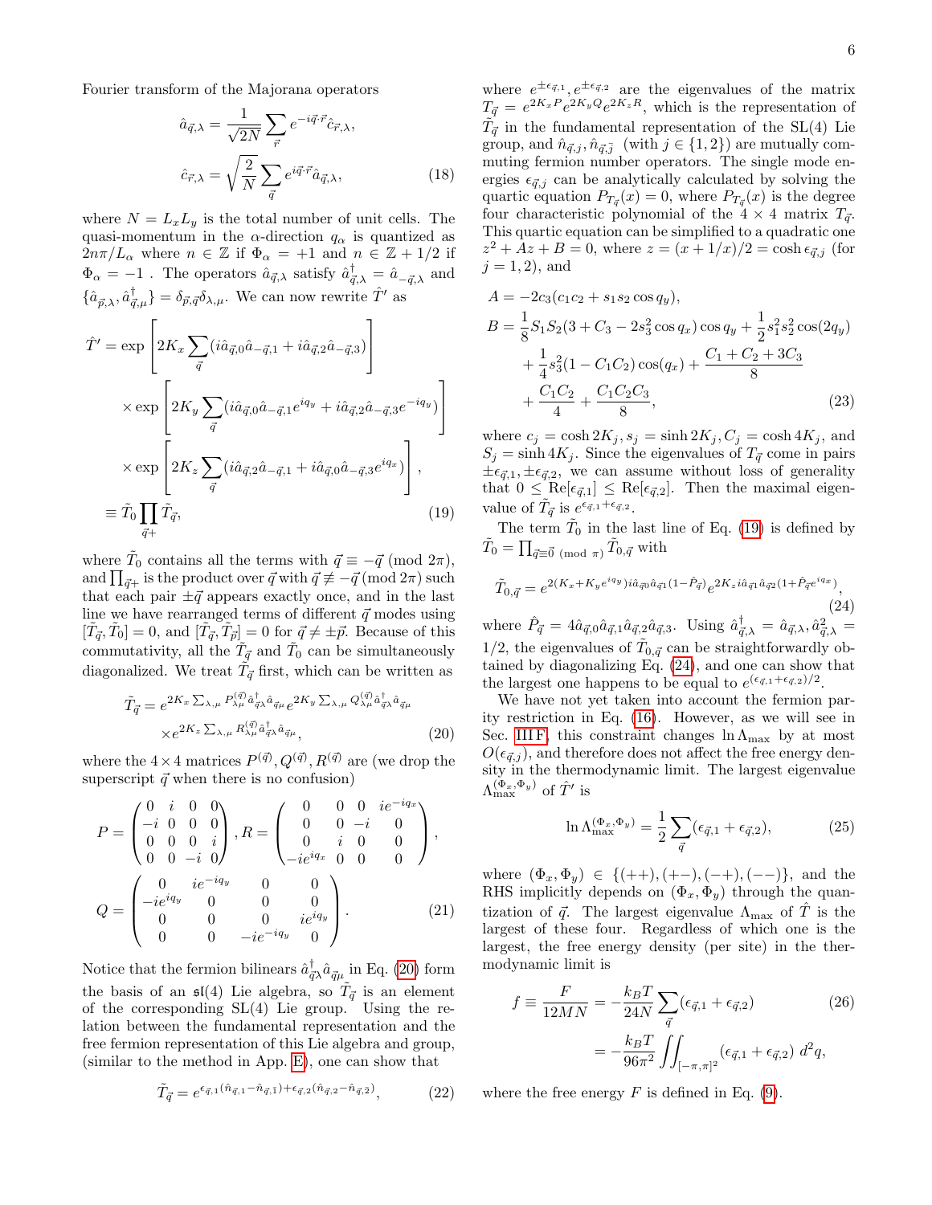Fourier transform of the Majorana operators

$$\hat{a}_{\vec{q},\lambda} = \frac{1}{\sqrt{2N}} \sum_{\vec{r}} e^{-i\vec{q}\cdot\vec{r}} \hat{c}_{\vec{r},\lambda},$$

$$\hat{c}_{\vec{r},\lambda} = \sqrt{\frac{2}{N}} \sum_{\vec{q}} e^{i\vec{q}\cdot\vec{r}} \hat{a}_{\vec{q},\lambda}, \tag{18}$$

where $N = L_x L_y$ is the total number of unit cells. The quasi-momentum in the $\alpha$-direction $q_\alpha$ is quantized as $2n\pi/L_\alpha$ where $n \in \mathbb{Z}$ if $\Phi_\alpha = +1$ and $n \in \mathbb{Z} + 1/2$ if $\Phi_\alpha = -1$ . The operators $\hat{a}_{\vec{q},\lambda}$ satisfy $\hat{a}^\dagger_{\vec{q},\lambda} = \hat{a}_{-\vec{q},\lambda}$ and $\{\hat{a}_{\vec{p},\lambda}, \hat{a}^\dagger_{\vec{q},\mu}\} = \delta_{\vec{p},\vec{q}}\delta_{\lambda,\mu}$. We can now rewrite $\hat{T}'$ as

$$\begin{aligned}
\hat{T}' = &\exp\left[2K_x \sum_{\vec{q}} (i\hat{a}_{\vec{q},0}\hat{a}_{-\vec{q},1} + i\hat{a}_{\vec{q},2}\hat{a}_{-\vec{q},3})\right] \\
&\times \exp\left[2K_y \sum_{\vec{q}} (i\hat{a}_{\vec{q},0}\hat{a}_{-\vec{q},1}e^{iq_y} + i\hat{a}_{\vec{q},2}\hat{a}_{-\vec{q},3}e^{-iq_y})\right] \\
&\times \exp\left[2K_z \sum_{\vec{q}} (i\hat{a}_{\vec{q},2}\hat{a}_{-\vec{q},1} + i\hat{a}_{\vec{q},0}\hat{a}_{-\vec{q},3}e^{iq_x})\right], \\
\equiv &\tilde{T}_0 \prod_{\vec{q}+} \tilde{T}_{\vec{q}},
\end{aligned} \tag{19}$$

where $\tilde{T}_0$ contains all the terms with $\vec{q} \equiv -\vec{q}$ (mod $2\pi$), and $\prod_{\vec{q}+}$ is the product over $\vec{q}$ with $\vec{q} \not\equiv -\vec{q}$ (mod $2\pi$) such that each pair $\pm\vec{q}$ appears exactly once, and in the last line we have rearranged terms of different $\vec{q}$ modes using $[\tilde{T}_{\vec{q}}, \tilde{T}_0] = 0$, and $[\tilde{T}_{\vec{q}}, \tilde{T}_{\vec{p}}] = 0$ for $\vec{q} \neq \pm\vec{p}$. Because of this commutativity, all the $\tilde{T}_{\vec{q}}$ and $\tilde{T}_0$ can be simultaneously diagonalized. We treat $\tilde{T}_{\vec{q}}$ first, which can be written as

$$\begin{aligned}
\tilde{T}_{\vec{q}} = &e^{2K_x \sum_{\lambda,\mu} P^{(\vec{q})}_{\lambda\mu} \hat{a}^\dagger_{\vec{q}\lambda}\hat{a}_{\vec{q}\mu}} e^{2K_y \sum_{\lambda,\mu} Q^{(\vec{q})}_{\lambda\mu} \hat{a}^\dagger_{\vec{q}\lambda}\hat{a}_{\vec{q}\mu}} \\
&\times e^{2K_z \sum_{\lambda,\mu} R^{(\vec{q})}_{\lambda\mu} \hat{a}^\dagger_{\vec{q}\lambda}\hat{a}_{\vec{q}\mu}},
\end{aligned} \tag{20}$$

where the $4\times 4$ matrices $P^{(\vec{q})}, Q^{(\vec{q})}, R^{(\vec{q})}$ are (we drop the superscript $\vec{q}$ when there is no confusion)

$$P = \begin{pmatrix} 0 & i & 0 & 0 \\ -i & 0 & 0 & 0 \\ 0 & 0 & 0 & i \\ 0 & 0 & -i & 0 \end{pmatrix}, R = \begin{pmatrix} 0 & 0 & 0 & ie^{-iq_x} \\ 0 & 0 & -i & 0 \\ 0 & i & 0 & 0 \\ -ie^{iq_x} & 0 & 0 & 0 \end{pmatrix},$$

$$Q = \begin{pmatrix} 0 & ie^{-iq_y} & 0 & 0 \\ -ie^{iq_y} & 0 & 0 & 0 \\ 0 & 0 & 0 & ie^{iq_y} \\ 0 & 0 & -ie^{-iq_y} & 0 \end{pmatrix}. \tag{21}$$

Notice that the fermion bilinears $\hat{a}^\dagger_{\vec{q}\lambda}\hat{a}_{\vec{q}\mu}$ in Eq. (20) form the basis of an $\mathfrak{sl}(4)$ Lie algebra, so $\tilde{T}_{\vec{q}}$ is an element of the corresponding SL(4) Lie group. Using the relation between the fundamental representation and the free fermion representation of this Lie algebra and group, (similar to the method in App. E), one can show that

$$\tilde{T}_{\vec{q}} = e^{\epsilon_{\vec{q},1}(\hat{n}_{\vec{q},1} - \hat{n}_{\vec{q},\bar{1}}) + \epsilon_{\vec{q},2}(\hat{n}_{\vec{q},2} - \hat{n}_{\vec{q},\bar{2}})}, \tag{22}$$

where $e^{\pm\epsilon_{\vec{q},1}}, e^{\pm\epsilon_{\vec{q},2}}$ are the eigenvalues of the matrix $T_{\vec{q}} = e^{2K_x P} e^{2K_y Q} e^{2K_z R}$, which is the representation of $\tilde{T}_{\vec{q}}$ in the fundamental representation of the SL(4) Lie group, and $\hat{n}_{\vec{q},j}, \hat{n}_{\vec{q},\bar{j}}$ (with $j \in \{1, 2\}$) are mutually commuting fermion number operators. The single mode energies $\epsilon_{\vec{q},j}$ can be analytically calculated by solving the quartic equation $P_{T_{\vec{q}}}(x) = 0$, where $P_{T_{\vec{q}}}(x)$ is the degree four characteristic polynomial of the $4\times 4$ matrix $T_{\vec{q}}$. This quartic equation can be simplified to a quadratic one $z^2 + Az + B = 0$, where $z = (x + 1/x)/2 = \cosh\epsilon_{\vec{q},j}$ (for $j = 1, 2$), and

$$\begin{aligned}
A = &-2c_3(c_1c_2 + s_1s_2\cos q_y), \\
B = &\frac{1}{8}S_1S_2(3 + C_3 - 2s_3^2\cos q_x)\cos q_y + \frac{1}{2}s_1^2s_2^2\cos(2q_y) \\
&+ \frac{1}{4}s_3^2(1 - C_1C_2)\cos(q_x) + \frac{C_1 + C_2 + 3C_3}{8} \\
&+ \frac{C_1C_2}{4} + \frac{C_1C_2C_3}{8},
\end{aligned} \tag{23}$$

where $c_j = \cosh 2K_j, s_j = \sinh 2K_j, C_j = \cosh 4K_j$, and $S_j = \sinh 4K_j$. Since the eigenvalues of $T_{\vec{q}}$ come in pairs $\pm\epsilon_{\vec{q},1}, \pm\epsilon_{\vec{q},2}$, we can assume without loss of generality that $0 \le \text{Re}[\epsilon_{\vec{q},1}] \le \text{Re}[\epsilon_{\vec{q},2}]$. Then the maximal eigenvalue of $\tilde{T}_{\vec{q}}$ is $e^{\epsilon_{\vec{q},1}+\epsilon_{\vec{q},2}}$.

The term $\tilde{T}_0$ in the last line of Eq. (19) is defined by $\tilde{T}_0 = \prod_{\vec{q}\equiv\vec{0} \pmod \pi} \tilde{T}_{0,\vec{q}}$ with

$$\tilde{T}_{0,\vec{q}} = e^{2(K_x + K_y e^{iq_y})i\hat{a}_{\vec{q}0}\hat{a}_{\vec{q}1}(1-\hat{P}_{\vec{q}})} e^{2K_z i\hat{a}_{\vec{q}1}\hat{a}_{\vec{q}2}(1+\hat{P}_{\vec{q}}e^{iq_x})}, \tag{24}$$

where $\hat{P}_{\vec{q}} = 4\hat{a}_{\vec{q},0}\hat{a}_{\vec{q},1}\hat{a}_{\vec{q},2}\hat{a}_{\vec{q},3}$. Using $\hat{a}^\dagger_{\vec{q},\lambda} = \hat{a}_{\vec{q},\lambda}, \hat{a}^2_{\vec{q},\lambda} = 1/2$, the eigenvalues of $\tilde{T}_{0,\vec{q}}$ can be straightforwardly obtained by diagonalizing Eq. (24), and one can show that the largest one happens to be equal to $e^{(\epsilon_{\vec{q},1}+\epsilon_{\vec{q},2})/2}$.

We have not yet taken into account the fermion parity restriction in Eq. (16). However, as we will see in Sec. III F, this constraint changes $\ln\Lambda_{\max}$ by at most $O(\epsilon_{\vec{q},j})$, and therefore does not affect the free energy density in the thermodynamic limit. The largest eigenvalue $\Lambda^{(\Phi_x,\Phi_y)}_{\max}$ of $\hat{T}'$ is

$$\ln\Lambda^{(\Phi_x,\Phi_y)}_{\max} = \frac{1}{2}\sum_{\vec{q}}(\epsilon_{\vec{q},1} + \epsilon_{\vec{q},2}), \tag{25}$$

where $(\Phi_x, \Phi_y) \in \{(++), (+-), (-+), (--)\}$, and the RHS implicitly depends on $(\Phi_x, \Phi_y)$ through the quantization of $\vec{q}$. The largest eigenvalue $\Lambda_{\max}$ of $\hat{T}$ is the largest of these four. Regardless of which one is the largest, the free energy density (per site) in the thermodynamic limit is

$$\begin{aligned}
f \equiv \frac{F}{12MN} &= -\frac{k_BT}{24N}\sum_{\vec{q}}(\epsilon_{\vec{q},1} + \epsilon_{\vec{q},2}) \\
&= -\frac{k_BT}{96\pi^2}\iint_{[-\pi,\pi]^2}(\epsilon_{\vec{q},1} + \epsilon_{\vec{q},2})\,d^2q,
\end{aligned} \tag{26}$$

where the free energy $F$ is defined in Eq. (9).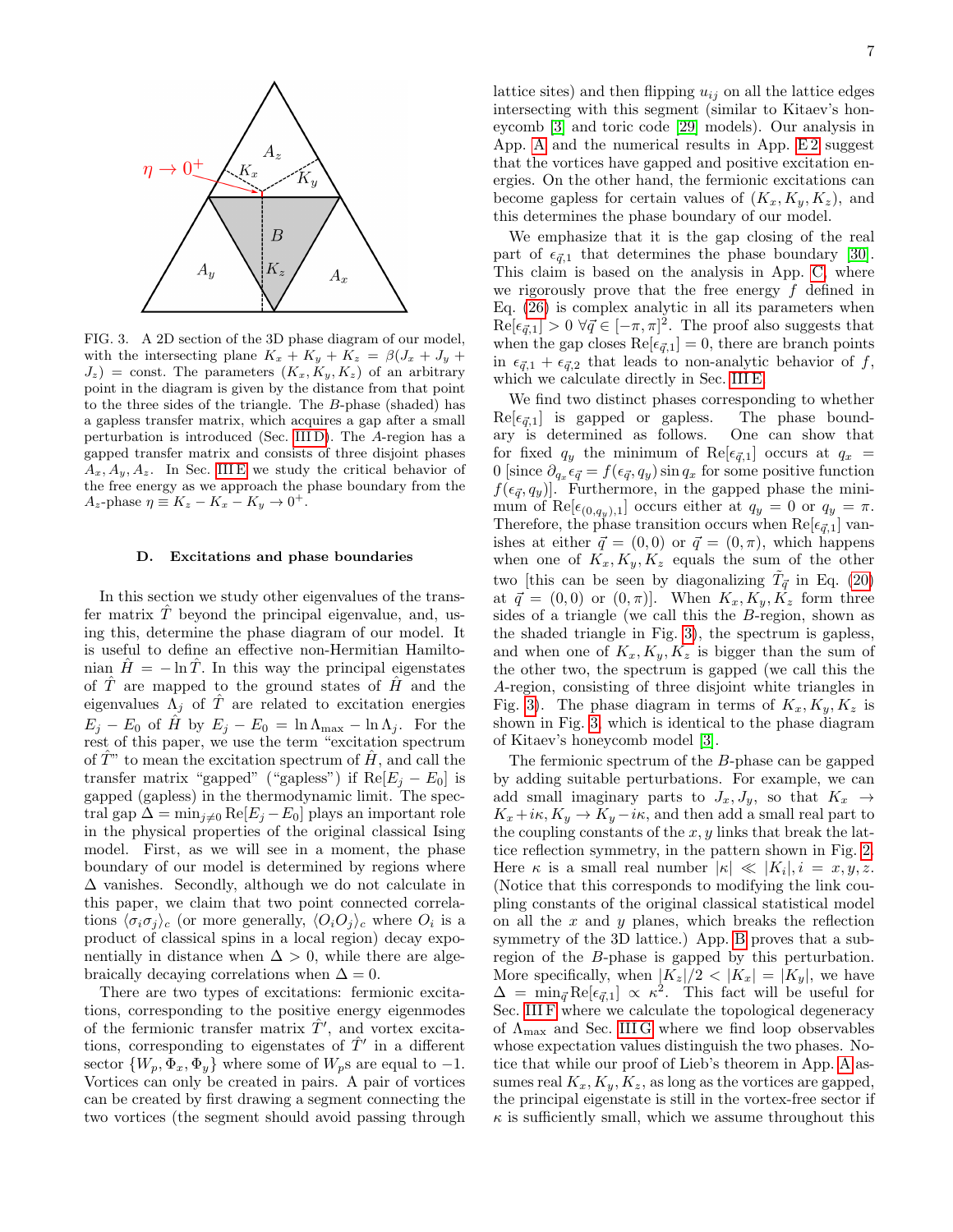FIG. 3. A 2D section of the 3D phase diagram of our model, with the intersecting plane $K_x + K_y + K_z = \beta(J_x + J_y + J_z) = \text{const}$. The parameters $(K_x, K_y, K_z)$ of an arbitrary point in the diagram is given by the distance from that point to the three sides of the triangle. The $B$-phase (shaded) has a gapless transfer matrix, which acquires a gap after a small perturbation is introduced (Sec. III D). The $A$-region has a gapped transfer matrix and consists of three disjoint phases $A_x, A_y, A_z$. In Sec. III E we study the critical behavior of the free energy as we approach the phase boundary from the $A_z$-phase $\eta \equiv K_z - K_x - K_y \to 0^+$.

### D. Excitations and phase boundaries

In this section we study other eigenvalues of the transfer matrix $\hat{T}$ beyond the principal eigenvalue, and, using this, determine the phase diagram of our model. It is useful to define an effective non-Hermitian Hamiltonian $\hat{H} = -\ln \hat{T}$. In this way the principal eigenstates of $\hat{T}$ are mapped to the ground states of $\hat{H}$ and the eigenvalues $\Lambda_j$ of $\hat{T}$ are related to excitation energies $E_j - E_0$ of $\hat{H}$ by $E_j - E_0 = \ln \Lambda_{\max} - \ln \Lambda_j$. For the rest of this paper, we use the term "excitation spectrum of $\hat{T}$" to mean the excitation spectrum of $\hat{H}$, and call the transfer matrix "gapped" ("gapless") if $\mathrm{Re}[E_j - E_0]$ is gapped (gapless) in the thermodynamic limit. The spectral gap $\Delta = \min_{j\neq 0} \mathrm{Re}[E_j - E_0]$ plays an important role in the physical properties of the original classical Ising model. First, as we will see in a moment, the phase boundary of our model is determined by regions where $\Delta$ vanishes. Secondly, although we do not calculate in this paper, we claim that two point connected correlations $\langle \sigma_i \sigma_j \rangle_c$ (or more generally, $\langle O_i O_j \rangle_c$ where $O_i$ is a product of classical spins in a local region) decay exponentially in distance when $\Delta > 0$, while there are algebraically decaying correlations when $\Delta = 0$.

There are two types of excitations: fermionic excitations, corresponding to the positive energy eigenmodes of the fermionic transfer matrix $\hat{T}'$, and vortex excitations, corresponding to eigenstates of $\hat{T}'$ in a different sector $\{W_p, \Phi_x, \Phi_y\}$ where some of $W_p$s are equal to $-1$. Vortices can only be created in pairs. A pair of vortices can be created by first drawing a segment connecting the two vortices (the segment should avoid passing through lattice sites) and then flipping $u_{ij}$ on all the lattice edges intersecting with this segment (similar to Kitaev's honeycomb [3] and toric code [29] models). Our analysis in App. A and the numerical results in App. E 2 suggest that the vortices have gapped and positive excitation energies. On the other hand, the fermionic excitations can become gapless for certain values of $(K_x, K_y, K_z)$, and this determines the phase boundary of our model.

We emphasize that it is the gap closing of the real part of $\epsilon_{\vec{q},1}$ that determines the phase boundary [30]. This claim is based on the analysis in App. C where we rigorously prove that the free energy $f$ defined in Eq. (26) is complex analytic in all its parameters when $\mathrm{Re}[\epsilon_{\vec{q},1}] > 0 \; \forall \vec{q} \in [-\pi, \pi]^2$. The proof also suggests that when the gap closes $\mathrm{Re}[\epsilon_{\vec{q},1}] = 0$, there are branch points in $\epsilon_{\vec{q},1} + \epsilon_{\vec{q},2}$ that leads to non-analytic behavior of $f$, which we calculate directly in Sec. III E.

We find two distinct phases corresponding to whether $\mathrm{Re}[\epsilon_{\vec{q},1}]$ is gapped or gapless. The phase boundary is determined as follows. One can show that for fixed $q_y$ the minimum of $\mathrm{Re}[\epsilon_{\vec{q},1}]$ occurs at $q_x = 0$ [since $\partial_{q_x} \epsilon_{\vec{q}} = f(\epsilon_{\vec{q}}, q_y) \sin q_x$ for some positive function $f(\epsilon_{\vec{q}}, q_y)$]. Furthermore, in the gapped phase the minimum of $\mathrm{Re}[\epsilon_{(0,q_y),1}]$ occurs either at $q_y = 0$ or $q_y = \pi$. Therefore, the phase transition occurs when $\mathrm{Re}[\epsilon_{\vec{q},1}]$ vanishes at either $\vec{q} = (0,0)$ or $\vec{q} = (0,\pi)$, which happens when one of $K_x, K_y, K_z$ equals the sum of the other two [this can be seen by diagonalizing $\tilde{T}_{\vec{q}}$ in Eq. (20) at $\vec{q} = (0,0)$ or $(0,\pi)$]. When $K_x, K_y, K_z$ form three sides of a triangle (we call this the $B$-region, shown as the shaded triangle in Fig. 3), the spectrum is gapless, and when one of $K_x, K_y, K_z$ is bigger than the sum of the other two, the spectrum is gapped (we call this the $A$-region, consisting of three disjoint white triangles in Fig. 3). The phase diagram in terms of $K_x, K_y, K_z$ is shown in Fig. 3, which is identical to the phase diagram of Kitaev's honeycomb model [3].

The fermionic spectrum of the $B$-phase can be gapped by adding suitable perturbations. For example, we can add small imaginary parts to $J_x, J_y$, so that $K_x \to K_x + i\kappa, K_y \to K_y - i\kappa$, and then add a small real part to the coupling constants of the $x, y$ links that break the lattice reflection symmetry, in the pattern shown in Fig. 2. Here $\kappa$ is a small real number $|\kappa| \ll |K_i|, i = x, y, z$. (Notice that this corresponds to modifying the link coupling constants of the original classical statistical model on all the $x$ and $y$ planes, which breaks the reflection symmetry of the 3D lattice.) App. B proves that a subregion of the $B$-phase is gapped by this perturbation. More specifically, when $|K_z|/2 < |K_x| = |K_y|$, we have $\Delta = \min_{\vec{q}} \mathrm{Re}[\epsilon_{\vec{q},1}] \propto \kappa^2$. This fact will be useful for Sec. III F where we calculate the topological degeneracy of $\Lambda_{\max}$ and Sec. III G where we find loop observables whose expectation values distinguish the two phases. Notice that while our proof of Lieb's theorem in App. A assumes real $K_x, K_y, K_z$, as long as the vortices are gapped, the principal eigenstate is still in the vortex-free sector if $\kappa$ is sufficiently small, which we assume throughout this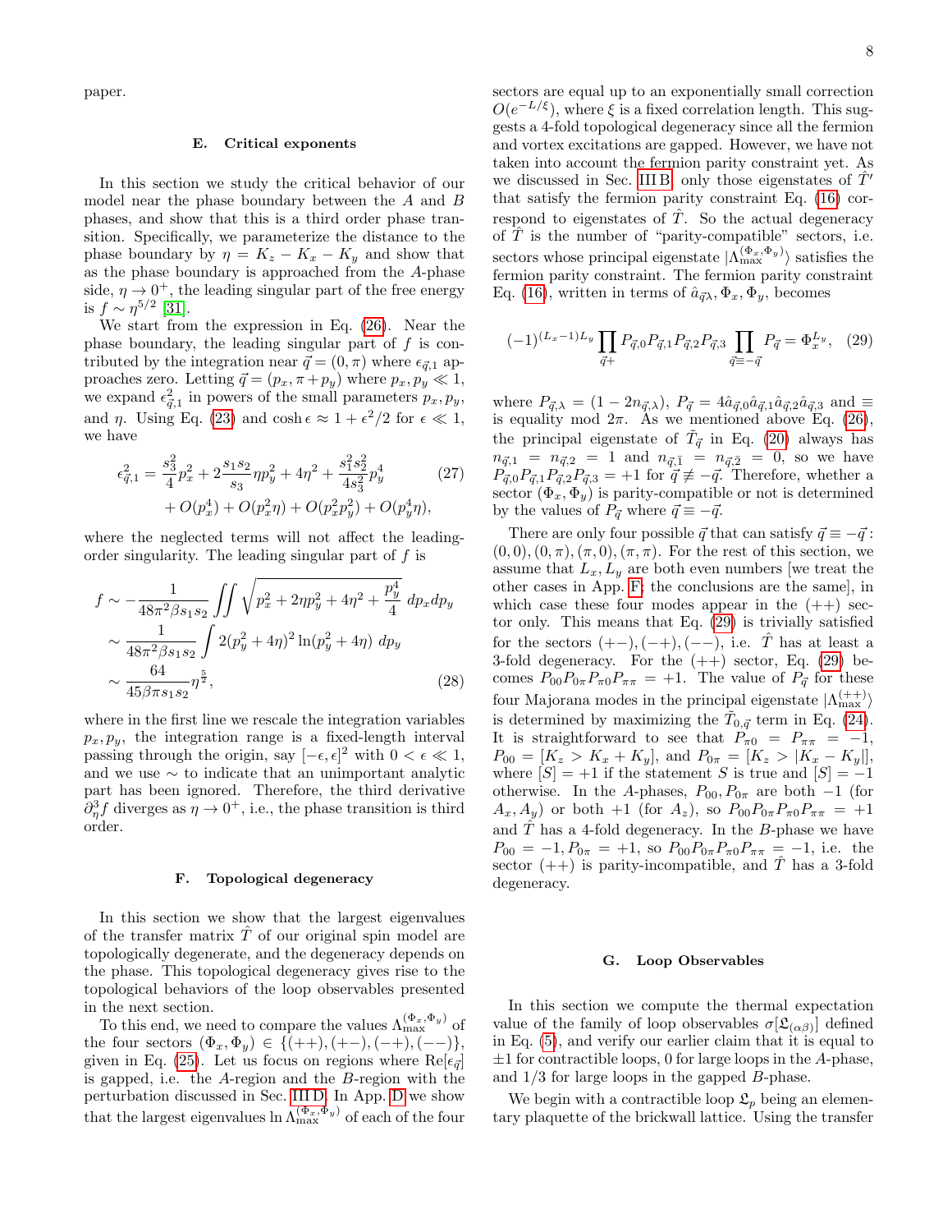paper.

### E. Critical exponents

In this section we study the critical behavior of our model near the phase boundary between the $A$ and $B$ phases, and show that this is a third order phase transition. Specifically, we parameterize the distance to the phase boundary by $\eta = K_z - K_x - K_y$ and show that as the phase boundary is approached from the $A$-phase side, $\eta \to 0^+$, the leading singular part of the free energy is $f \sim \eta^{5/2}$ [31].

We start from the expression in Eq. (26). Near the phase boundary, the leading singular part of $f$ is contributed by the integration near $\vec{q} = (0, \pi)$ where $\epsilon_{\vec{q},1}$ approaches zero. Letting $\vec{q} = (p_x, \pi + p_y)$ where $p_x, p_y \ll 1$, we expand $\epsilon^2_{\vec{q},1}$ in powers of the small parameters $p_x, p_y$, and $\eta$. Using Eq. (23) and $\cosh \epsilon \approx 1 + \epsilon^2/2$ for $\epsilon \ll 1$, we have

$$
\begin{aligned}
\epsilon^2_{\vec{q},1} = & \frac{s_3^2}{4} p_x^2 + 2\frac{s_1 s_2}{s_3} \eta p_y^2 + 4\eta^2 + \frac{s_1^2 s_2^2}{4 s_3^2} p_y^4 \\
& + O(p_x^4) + O(p_x^2 \eta) + O(p_x^2 p_y^2) + O(p_y^4 \eta),
\end{aligned} \tag{27}
$$

where the neglected terms will not affect the leading-order singularity. The leading singular part of $f$ is

$$
\begin{aligned}
f & \sim -\frac{1}{48\pi^2 \beta s_1 s_2} \iint \sqrt{p_x^2 + 2\eta p_y^2 + 4\eta^2 + \frac{p_y^4}{4}}\; dp_x dp_y \\
& \sim \frac{1}{48\pi^2 \beta s_1 s_2} \int 2(p_y^2 + 4\eta)^2 \ln(p_y^2 + 4\eta)\; dp_y \\
& \sim \frac{64}{45 \beta \pi s_1 s_2} \eta^{\frac{5}{2}},
\end{aligned} \tag{28}
$$

where in the first line we rescale the integration variables $p_x, p_y$, the integration range is a fixed-length interval passing through the origin, say $[-\epsilon, \epsilon]^2$ with $0 < \epsilon \ll 1$, and we use $\sim$ to indicate that an unimportant analytic part has been ignored. Therefore, the third derivative $\partial^3_\eta f$ diverges as $\eta \to 0^+$, i.e., the phase transition is third order.

### F. Topological degeneracy

In this section we show that the largest eigenvalues of the transfer matrix $\hat{T}$ of our original spin model are topologically degenerate, and the degeneracy depends on the phase. This topological degeneracy gives rise to the topological behaviors of the loop observables presented in the next section.

To this end, we need to compare the values $\Lambda^{(\Phi_x,\Phi_y)}_{\max}$ of the four sectors $(\Phi_x, \Phi_y) \in \{(++), (+-), (-+), (--)\}$, given in Eq. (25). Let us focus on regions where $\mathrm{Re}[\epsilon_{\vec{q}}]$ is gapped, i.e. the $A$-region and the $B$-region with the perturbation discussed in Sec. III D. In App. D we show that the largest eigenvalues $\ln \Lambda^{(\Phi_x,\Phi_y)}_{\max}$ of each of the four sectors are equal up to an exponentially small correction $O(e^{-L/\xi})$, where $\xi$ is a fixed correlation length. This suggests a 4-fold topological degeneracy since all the fermion and vortex excitations are gapped. However, we have not taken into account the fermion parity constraint yet. As we discussed in Sec. III B, only those eigenstates of $\hat{T}'$ that satisfy the fermion parity constraint Eq. (16) correspond to eigenstates of $\hat{T}$. So the actual degeneracy of $\hat{T}$ is the number of "parity-compatible" sectors, i.e. sectors whose principal eigenstate $|\Lambda^{(\Phi_x,\Phi_y)}_{\max}\rangle$ satisfies the fermion parity constraint. The fermion parity constraint Eq. (16), written in terms of $\hat{a}_{\vec{q}\lambda}, \Phi_x, \Phi_y$, becomes

$$
(-1)^{(L_x-1)L_y} \prod_{\vec{q}+} P_{\vec{q},0} P_{\vec{q},1} P_{\vec{q},2} P_{\vec{q},3} \prod_{\vec{q} \equiv -\vec{q}} P_{\vec{q}} = \Phi_x^{L_y}, \tag{29}
$$

where $P_{\vec{q},\lambda} = (1 - 2n_{\vec{q},\lambda})$, $P_{\vec{q}} = 4\hat{a}_{\vec{q},0}\hat{a}_{\vec{q},1}\hat{a}_{\vec{q},2}\hat{a}_{\vec{q},3}$ and $\equiv$ is equality mod $2\pi$. As we mentioned above Eq. (26), the principal eigenstate of $\tilde{T}_{\vec{q}}$ in Eq. (20) always has $n_{\vec{q},1} = n_{\vec{q},2} = 1$ and $n_{\vec{q},\bar{1}} = n_{\vec{q},\bar{2}} = 0$, so we have $P_{\vec{q},0} P_{\vec{q},1} P_{\vec{q},2} P_{\vec{q},3} = +1$ for $\vec{q} \not\equiv -\vec{q}$. Therefore, whether a sector $(\Phi_x, \Phi_y)$ is parity-compatible or not is determined by the values of $P_{\vec{q}}$ where $\vec{q} \equiv -\vec{q}$.

There are only four possible $\vec{q}$ that can satisfy $\vec{q} \equiv -\vec{q}$: $(0,0), (0,\pi), (\pi,0), (\pi,\pi)$. For the rest of this section, we assume that $L_x, L_y$ are both even numbers [we treat the other cases in App. F; the conclusions are the same], in which case these four modes appear in the $(++)$ sector only. This means that Eq. (29) is trivially satisfied for the sectors $(+-), (-+), (--)$, i.e. $\hat{T}$ has at least a 3-fold degeneracy. For the $(++)$ sector, Eq. (29) becomes $P_{00} P_{0\pi} P_{\pi 0} P_{\pi\pi} = +1$. The value of $P_{\vec{q}}$ for these four Majorana modes in the principal eigenstate $|\Lambda^{(++)}_{\max}\rangle$ is determined by maximizing the $\tilde{T}_{0,\vec{q}}$ term in Eq. (24). It is straightforward to see that $P_{\pi 0} = P_{\pi\pi} = -1$, $P_{00} = [K_z > K_x + K_y]$, and $P_{0\pi} = [K_z > |K_x - K_y|]$, where $[S] = +1$ if the statement $S$ is true and $[S] = -1$ otherwise. In the $A$-phases, $P_{00}, P_{0\pi}$ are both $-1$ (for $A_x, A_y$) or both $+1$ (for $A_z$), so $P_{00} P_{0\pi} P_{\pi 0} P_{\pi\pi} = +1$ and $\hat{T}$ has a 4-fold degeneracy. In the $B$-phase we have $P_{00} = -1, P_{0\pi} = +1$, so $P_{00} P_{0\pi} P_{\pi 0} P_{\pi\pi} = -1$, i.e. the sector $(++)$ is parity-incompatible, and $\hat{T}$ has a 3-fold degeneracy.

### G. Loop Observables

In this section we compute the thermal expectation value of the family of loop observables $\sigma[\mathfrak{L}_{(\alpha\beta)}]$ defined in Eq. (5), and verify our earlier claim that it is equal to $\pm 1$ for contractible loops, 0 for large loops in the $A$-phase, and 1/3 for large loops in the gapped $B$-phase.

We begin with a contractible loop $\mathfrak{L}_p$ being an elementary plaquette of the brickwall lattice. Using the transfer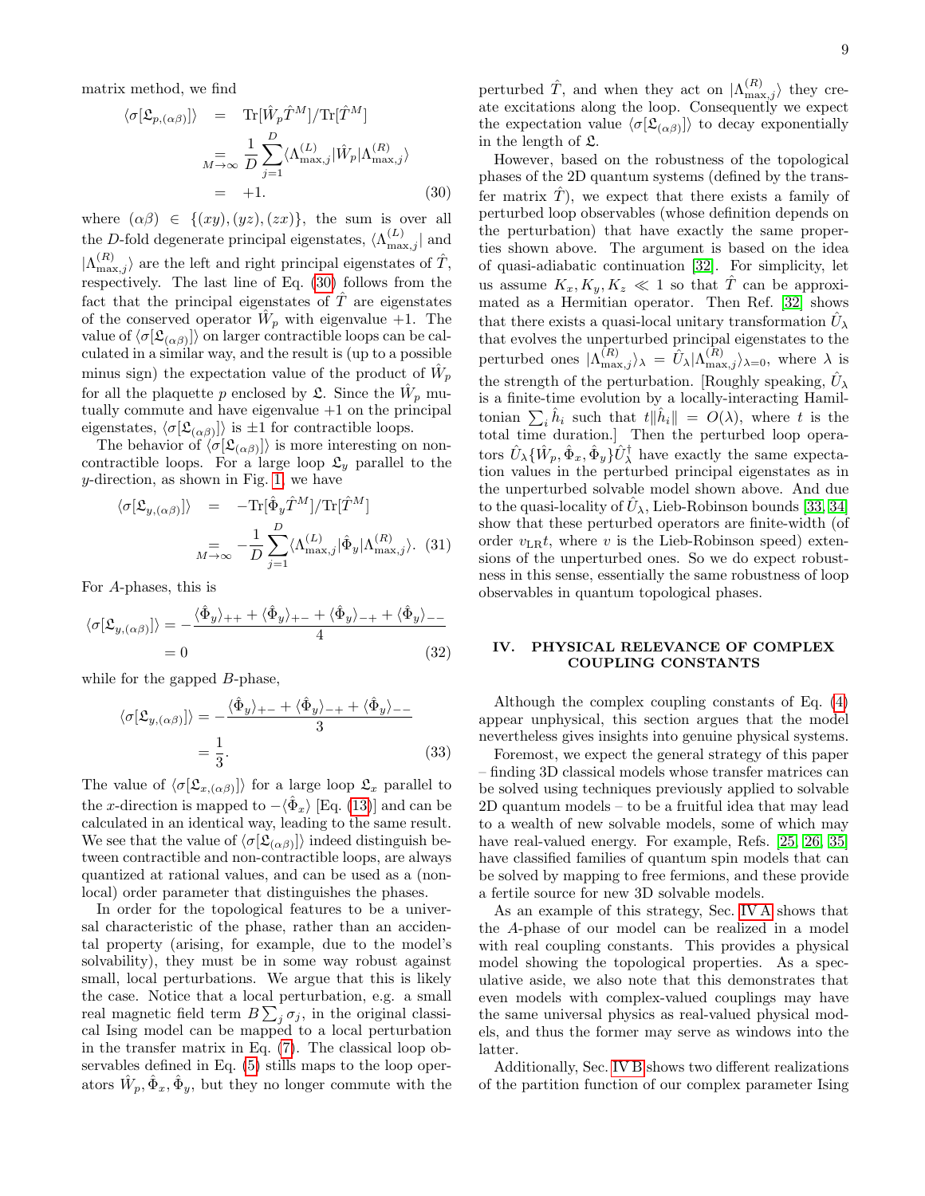matrix method, we find

$$\begin{aligned}\langle\sigma[\mathfrak{L}_{p,(\alpha\beta)}]\rangle &= \mathrm{Tr}[\hat{W}_p\hat{T}^M]/\mathrm{Tr}[\hat{T}^M] \\ &\underset{M\to\infty}{=} \frac{1}{D}\sum_{j=1}^{D}\langle\Lambda^{(L)}_{\max,j}|\hat{W}_p|\Lambda^{(R)}_{\max,j}\rangle \\ &= +1. \end{aligned} \tag{30}$$

where $(\alpha\beta)\in\{(xy),(yz),(zx)\}$, the sum is over all the $D$-fold degenerate principal eigenstates, $\langle\Lambda^{(L)}_{\max,j}|$ and $|\Lambda^{(R)}_{\max,j}\rangle$ are the left and right principal eigenstates of $\hat{T}$, respectively. The last line of Eq. (30) follows from the fact that the principal eigenstates of $\hat{T}$ are eigenstates of the conserved operator $\hat{W}_p$ with eigenvalue $+1$. The value of $\langle\sigma[\mathfrak{L}_{(\alpha\beta)}]\rangle$ on larger contractible loops can be calculated in a similar way, and the result is (up to a possible minus sign) the expectation value of the product of $\hat{W}_p$ for all the plaquette $p$ enclosed by $\mathfrak{L}$. Since the $\hat{W}_p$ mutually commute and have eigenvalue $+1$ on the principal eigenstates, $\langle\sigma[\mathfrak{L}_{(\alpha\beta)}]\rangle$ is $\pm1$ for contractible loops.

The behavior of $\langle\sigma[\mathfrak{L}_{(\alpha\beta)}]\rangle$ is more interesting on non-contractible loops. For a large loop $\mathfrak{L}_y$ parallel to the $y$-direction, as shown in Fig. 1, we have

$$\begin{aligned}\langle\sigma[\mathfrak{L}_{y,(\alpha\beta)}]\rangle &= -\mathrm{Tr}[\hat{\Phi}_y\hat{T}^M]/\mathrm{Tr}[\hat{T}^M] \\ &\underset{M\to\infty}{=} -\frac{1}{D}\sum_{j=1}^{D}\langle\Lambda^{(L)}_{\max,j}|\hat{\Phi}_y|\Lambda^{(R)}_{\max,j}\rangle. \end{aligned} \tag{31}$$

For $A$-phases, this is

$$\begin{aligned}\langle\sigma[\mathfrak{L}_{y,(\alpha\beta)}]\rangle &= -\frac{\langle\hat{\Phi}_y\rangle_{++}+\langle\hat{\Phi}_y\rangle_{+-}+\langle\hat{\Phi}_y\rangle_{-+}+\langle\hat{\Phi}_y\rangle_{--}}{4} \\ &= 0 \end{aligned} \tag{32}$$

while for the gapped $B$-phase,

$$\begin{aligned}\langle\sigma[\mathfrak{L}_{y,(\alpha\beta)}]\rangle &= -\frac{\langle\hat{\Phi}_y\rangle_{+-}+\langle\hat{\Phi}_y\rangle_{-+}+\langle\hat{\Phi}_y\rangle_{--}}{3} \\ &= \frac{1}{3}. \end{aligned} \tag{33}$$

The value of $\langle\sigma[\mathfrak{L}_{x,(\alpha\beta)}]\rangle$ for a large loop $\mathfrak{L}_x$ parallel to the $x$-direction is mapped to $-\langle\hat{\Phi}_x\rangle$ [Eq. (13)] and can be calculated in an identical way, leading to the same result. We see that the value of $\langle\sigma[\mathfrak{L}_{(\alpha\beta)}]\rangle$ indeed distinguish between contractible and non-contractible loops, are always quantized at rational values, and can be used as a (non-local) order parameter that distinguishes the phases.

In order for the topological features to be a universal characteristic of the phase, rather than an accidental property (arising, for example, due to the model's solvability), they must be in some way robust against small, local perturbations. We argue that this is likely the case. Notice that a local perturbation, e.g. a small real magnetic field term $B\sum_j\sigma_j$, in the original classical Ising model can be mapped to a local perturbation in the transfer matrix in Eq. (7). The classical loop observables defined in Eq. (5) stills maps to the loop operators $\hat{W}_p, \hat{\Phi}_x, \hat{\Phi}_y$, but they no longer commute with the perturbed $\hat{T}$, and when they act on $|\Lambda^{(R)}_{\max,j}\rangle$ they create excitations along the loop. Consequently we expect the expectation value $\langle\sigma[\mathfrak{L}_{(\alpha\beta)}]\rangle$ to decay exponentially in the length of $\mathfrak{L}$.

However, based on the robustness of the topological phases of the 2D quantum systems (defined by the transfer matrix $\hat{T}$), we expect that there exists a family of perturbed loop observables (whose definition depends on the perturbation) that have exactly the same properties shown above. The argument is based on the idea of quasi-adiabatic continuation [32]. For simplicity, let us assume $K_x, K_y, K_z \ll 1$ so that $\hat{T}$ can be approximated as a Hermitian operator. Then Ref. [32] shows that there exists a quasi-local unitary transformation $\hat{U}_\lambda$ that evolves the unperturbed principal eigenstates to the perturbed ones $|\Lambda^{(R)}_{\max,j}\rangle_\lambda = \hat{U}_\lambda|\Lambda^{(R)}_{\max,j}\rangle_{\lambda=0}$, where $\lambda$ is the strength of the perturbation. [Roughly speaking, $\hat{U}_\lambda$ is a finite-time evolution by a locally-interacting Hamiltonian $\sum_i\hat{h}_i$ such that $t\|\hat{h}_i\| = O(\lambda)$, where $t$ is the total time duration.] Then the perturbed loop operators $\hat{U}_\lambda\{\hat{W}_p,\hat{\Phi}_x,\hat{\Phi}_y\}\hat{U}^\dagger_\lambda$ have exactly the same expectation values in the perturbed principal eigenstates as in the unperturbed solvable model shown above. And due to the quasi-locality of $\hat{U}_\lambda$, Lieb-Robinson bounds [33, 34] show that these perturbed operators are finite-width (of order $v_{\mathrm{LR}}t$, where $v$ is the Lieb-Robinson speed) extensions of the unperturbed ones. So we do expect robustness in this sense, essentially the same robustness of loop observables in quantum topological phases.

## IV. PHYSICAL RELEVANCE OF COMPLEX COUPLING CONSTANTS

Although the complex coupling constants of Eq. (4) appear unphysical, this section argues that the model nevertheless gives insights into genuine physical systems.

Foremost, we expect the general strategy of this paper – finding 3D classical models whose transfer matrices can be solved using techniques previously applied to solvable 2D quantum models – to be a fruitful idea that may lead to a wealth of new solvable models, some of which may have real-valued energy. For example, Refs. [25, 26, 35] have classified families of quantum spin models that can be solved by mapping to free fermions, and these provide a fertile source for new 3D solvable models.

As an example of this strategy, Sec. IV A shows that the $A$-phase of our model can be realized in a model with real coupling constants. This provides a physical model showing the topological properties. As a speculative aside, we also note that this demonstrates that even models with complex-valued couplings may have the same universal physics as real-valued physical models, and thus the former may serve as windows into the latter.

Additionally, Sec. IV B shows two different realizations of the partition function of our complex parameter Ising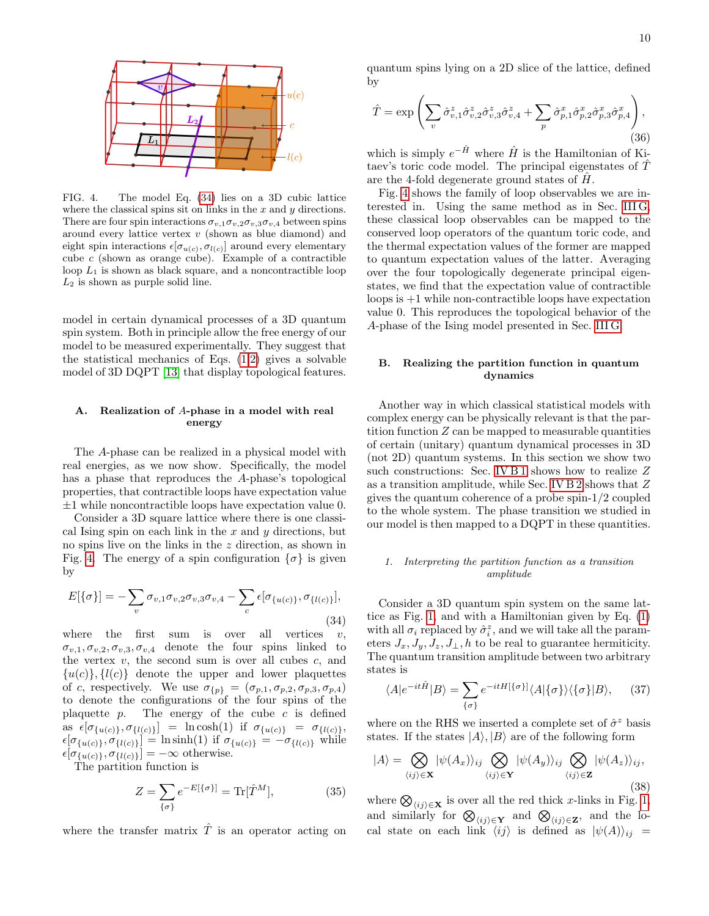FIG. 4. The model Eq. (34) lies on a 3D cubic lattice where the classical spins sit on links in the $x$ and $y$ directions. There are four spin interactions $\sigma_{v,1}\sigma_{v,2}\sigma_{v,3}\sigma_{v,4}$ between spins around every lattice vertex $v$ (shown as blue diamond) and eight spin interactions $\epsilon[\sigma_{u(c)}, \sigma_{l(c)}]$ around every elementary cube $c$ (shown as orange cube). Example of a contractible loop $L_1$ is shown as black square, and a noncontractible loop $L_2$ is shown as purple solid line.

model in certain dynamical processes of a 3D quantum spin system. Both in principle allow the free energy of our model to be measured experimentally. They suggest that the statistical mechanics of Eqs. (1,2) gives a solvable model of 3D DQPT [13] that display topological features.

### A. Realization of $A$-phase in a model with real energy

The $A$-phase can be realized in a physical model with real energies, as we now show. Specifically, the model has a phase that reproduces the $A$-phase's topological properties, that contractible loops have expectation value $\pm 1$ while noncontractible loops have expectation value 0.

Consider a 3D square lattice where there is one classical Ising spin on each link in the $x$ and $y$ directions, but no spins live on the links in the $z$ direction, as shown in Fig. 4. The energy of a spin configuration $\{\sigma\}$ is given by

$$E[\{\sigma\}] = -\sum_v \sigma_{v,1}\sigma_{v,2}\sigma_{v,3}\sigma_{v,4} - \sum_c \epsilon[\sigma_{\{u(c)\}}, \sigma_{\{l(c)\}}], \tag{34}$$

where the first sum is over all vertices $v$, $\sigma_{v,1}, \sigma_{v,2}, \sigma_{v,3}, \sigma_{v,4}$ denote the four spins linked to the vertex $v$, the second sum is over all cubes $c$, and $\{u(c)\}, \{l(c)\}$ denote the upper and lower plaquettes of $c$, respectively. We use $\sigma_{\{p\}} = (\sigma_{p,1}, \sigma_{p,2}, \sigma_{p,3}, \sigma_{p,4})$ to denote the configurations of the four spins of the plaquette $p$. The energy of the cube $c$ is defined as $\epsilon[\sigma_{\{u(c)\}}, \sigma_{\{l(c)\}}] = \ln\cosh(1)$ if $\sigma_{\{u(c)\}} = \sigma_{\{l(c)\}}$, $\epsilon[\sigma_{\{u(c)\}}, \sigma_{\{l(c)\}}] = \ln\sinh(1)$ if $\sigma_{\{u(c)\}} = -\sigma_{\{l(c)\}}$ while $\epsilon[\sigma_{\{u(c)\}}, \sigma_{\{l(c)\}}] = -\infty$ otherwise.

The partition function is

$$Z = \sum_{\{\sigma\}} e^{-E[\{\sigma\}]} = \mathrm{Tr}[\hat{T}^M], \tag{35}$$

where the transfer matrix $\hat{T}$ is an operator acting on quantum spins lying on a 2D slice of the lattice, defined by

$$\hat{T} = \exp\left(\sum_v \hat{\sigma}^z_{v,1}\hat{\sigma}^z_{v,2}\hat{\sigma}^z_{v,3}\hat{\sigma}^z_{v,4} + \sum_p \hat{\sigma}^x_{p,1}\hat{\sigma}^x_{p,2}\hat{\sigma}^x_{p,3}\hat{\sigma}^x_{p,4}\right), \tag{36}$$

which is simply $e^{-\hat{H}}$ where $\hat{H}$ is the Hamiltonian of Kitaev's toric code model. The principal eigenstates of $\hat{T}$ are the 4-fold degenerate ground states of $\hat{H}$.

Fig. 4 shows the family of loop observables we are interested in. Using the same method as in Sec. III G, these classical loop observables can be mapped to the conserved loop operators of the quantum toric code, and the thermal expectation values of the former are mapped to quantum expectation values of the latter. Averaging over the four topologically degenerate principal eigenstates, we find that the expectation value of contractible loops is $+1$ while non-contractible loops have expectation value 0. This reproduces the topological behavior of the $A$-phase of the Ising model presented in Sec. III G.

### B. Realizing the partition function in quantum dynamics

Another way in which classical statistical models with complex energy can be physically relevant is that the partition function $Z$ can be mapped to measurable quantities of certain (unitary) quantum dynamical processes in 3D (not 2D) quantum systems. In this section we show two such constructions: Sec. IV B 1 shows how to realize $Z$ as a transition amplitude, while Sec. IV B 2 shows that $Z$ gives the quantum coherence of a probe spin-1/2 coupled to the whole system. The phase transition we studied in our model is then mapped to a DQPT in these quantities.

#### 1. Interpreting the partition function as a transition amplitude

Consider a 3D quantum spin system on the same lattice as Fig. 1, and with a Hamiltonian given by Eq. (1) with all $\sigma_i$ replaced by $\hat{\sigma}^z_i$, and we will take all the parameters $J_x, J_y, J_z, J_\perp, h$ to be real to guarantee hermiticity. The quantum transition amplitude between two arbitrary states is

$$\langle A|e^{-it\hat{H}}|B\rangle = \sum_{\{\sigma\}} e^{-itH[\{\sigma\}]}\langle A|\{\sigma\}\rangle\langle\{\sigma\}|B\rangle, \tag{37}$$

where on the RHS we inserted a complete set of $\hat{\sigma}^z$ basis states. If the states $|A\rangle, |B\rangle$ are of the following form

$$|A\rangle = \bigotimes_{\langle ij\rangle\in\mathbf{X}} |\psi(A_x)\rangle_{ij} \bigotimes_{\langle ij\rangle\in\mathbf{Y}} |\psi(A_y)\rangle_{ij} \bigotimes_{\langle ij\rangle\in\mathbf{Z}} |\psi(A_z)\rangle_{ij}, \tag{38}$$

where $\bigotimes_{\langle ij\rangle\in\mathbf{X}}$ is over all the red thick $x$-links in Fig. 1, and similarly for $\bigotimes_{\langle ij\rangle\in\mathbf{Y}}$ and $\bigotimes_{\langle ij\rangle\in\mathbf{Z}}$, and the local state on each link $\langle ij\rangle$ is defined as $|\psi(A)\rangle_{ij} =$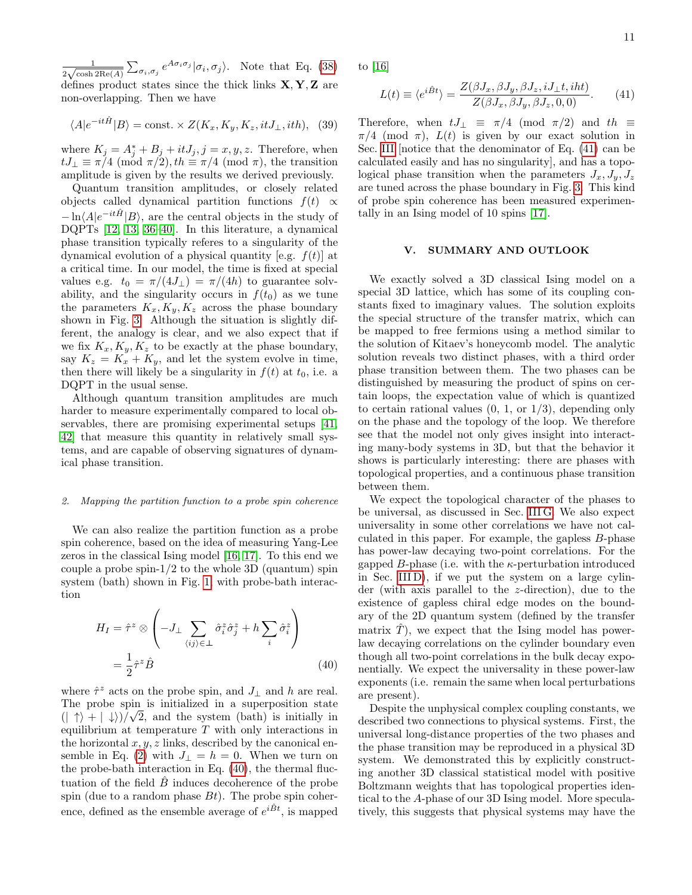$\frac{1}{2\sqrt{\cosh 2\text{Re}(A)}} \sum_{\sigma_i,\sigma_j} e^{A\sigma_i\sigma_j}|\sigma_i,\sigma_j\rangle$. Note that Eq. (38) defines product states since the thick links $\mathbf{X}, \mathbf{Y}, \mathbf{Z}$ are non-overlapping. Then we have

$$\langle A|e^{-it\hat{H}}|B\rangle = \text{const.} \times Z(K_x, K_y, K_z, itJ_\perp, ith), \quad (39)$$

where $K_j = A_j^* + B_j + itJ_j, j = x, y, z$. Therefore, when $tJ_\perp \equiv \pi/4 \pmod{\pi/2}, th \equiv \pi/4 \pmod{\pi}$, the transition amplitude is given by the results we derived previously.

Quantum transition amplitudes, or closely related objects called dynamical partition functions $f(t) \propto -\ln\langle A|e^{-it\hat{H}}|B\rangle$, are the central objects in the study of DQPTs [12, 13, 36–40]. In this literature, a dynamical phase transition typically referes to a singularity of the dynamical evolution of a physical quantity [e.g. $f(t)$] at a critical time. In our model, the time is fixed at special values e.g. $t_0 = \pi/(4J_\perp) = \pi/(4h)$ to guarantee solvability, and the singularity occurs in $f(t_0)$ as we tune the parameters $K_x, K_y, K_z$ across the phase boundary shown in Fig. 3. Although the situation is slightly different, the analogy is clear, and we also expect that if we fix $K_x, K_y, K_z$ to be exactly at the phase boundary, say $K_z = K_x + K_y$, and let the system evolve in time, then there will likely be a singularity in $f(t)$ at $t_0$, i.e. a DQPT in the usual sense.

Although quantum transition amplitudes are much harder to measure experimentally compared to local observables, there are promising experimental setups [41, 42] that measure this quantity in relatively small systems, and are capable of observing signatures of dynamical phase transition.

#### 2. Mapping the partition function to a probe spin coherence

We can also realize the partition function as a probe spin coherence, based on the idea of measuring Yang-Lee zeros in the classical Ising model [16, 17]. To this end we couple a probe spin-1/2 to the whole 3D (quantum) spin system (bath) shown in Fig. 1, with probe-bath interaction

$$\begin{aligned} H_I &= \hat{\tau}^z \otimes \left( -J_\perp \sum_{\langle ij \rangle \in \perp} \hat{\sigma}_i^z \hat{\sigma}_j^z + h \sum_i \hat{\sigma}_i^z \right) \\ &= \frac{1}{2} \hat{\tau}^z \hat{B} \end{aligned} \quad (40)$$

where $\hat{\tau}^z$ acts on the probe spin, and $J_\perp$ and $h$ are real. The probe spin is initialized in a superposition state $(|\uparrow\rangle + |\downarrow\rangle)/\sqrt{2}$, and the system (bath) is initially in equilibrium at temperature $T$ with only interactions in the horizontal $x, y, z$ links, described by the canonical ensemble in Eq. (2) with $J_\perp = h = 0$. When we turn on the probe-bath interaction in Eq. (40), the thermal fluctuation of the field $\hat{B}$ induces decoherence of the probe spin (due to a random phase $Bt$). The probe spin coherence, defined as the ensemble average of $e^{i\hat{B}t}$, is mapped to [16]

$$L(t) \equiv \langle e^{i\hat{B}t} \rangle = \frac{Z(\beta J_x, \beta J_y, \beta J_z, iJ_\perp t, iht)}{Z(\beta J_x, \beta J_y, \beta J_z, 0, 0)}. \quad (41)$$

Therefore, when $tJ_\perp \equiv \pi/4 \pmod{\pi/2}$ and $th \equiv \pi/4 \pmod{\pi}$, $L(t)$ is given by our exact solution in Sec. III [notice that the denominator of Eq. (41) can be calculated easily and has no singularity], and has a topological phase transition when the parameters $J_x, J_y, J_z$ are tuned across the phase boundary in Fig. 3. This kind of probe spin coherence has been measured experimentally in an Ising model of 10 spins [17].

## V. SUMMARY AND OUTLOOK

We exactly solved a 3D classical Ising model on a special 3D lattice, which has some of its coupling constants fixed to imaginary values. The solution exploits the special structure of the transfer matrix, which can be mapped to free fermions using a method similar to the solution of Kitaev's honeycomb model. The analytic solution reveals two distinct phases, with a third order phase transition between them. The two phases can be distinguished by measuring the product of spins on certain loops, the expectation value of which is quantized to certain rational values (0, 1, or 1/3), depending only on the phase and the topology of the loop. We therefore see that the model not only gives insight into interacting many-body systems in 3D, but that the behavior it shows is particularly interesting: there are phases with topological properties, and a continuous phase transition between them.

We expect the topological character of the phases to be universal, as discussed in Sec. III G. We also expect universality in some other correlations we have not calculated in this paper. For example, the gapless $B$-phase has power-law decaying two-point correlations. For the gapped $B$-phase (i.e. with the $\kappa$-perturbation introduced in Sec. III D), if we put the system on a large cylinder (with axis parallel to the $z$-direction), due to the existence of gapless chiral edge modes on the boundary of the 2D quantum system (defined by the transfer matrix $\hat{T}$), we expect that the Ising model has power-law decaying correlations on the cylinder boundary even though all two-point correlations in the bulk decay exponentially. We expect the universality in these power-law exponents (i.e. remain the same when local perturbations are present).

Despite the unphysical complex coupling constants, we described two connections to physical systems. First, the universal long-distance properties of the two phases and the phase transition may be reproduced in a physical 3D system. We demonstrated this by explicitly constructing another 3D classical statistical model with positive Boltzmann weights that has topological properties identical to the $A$-phase of our 3D Ising model. More speculatively, this suggests that physical systems may have the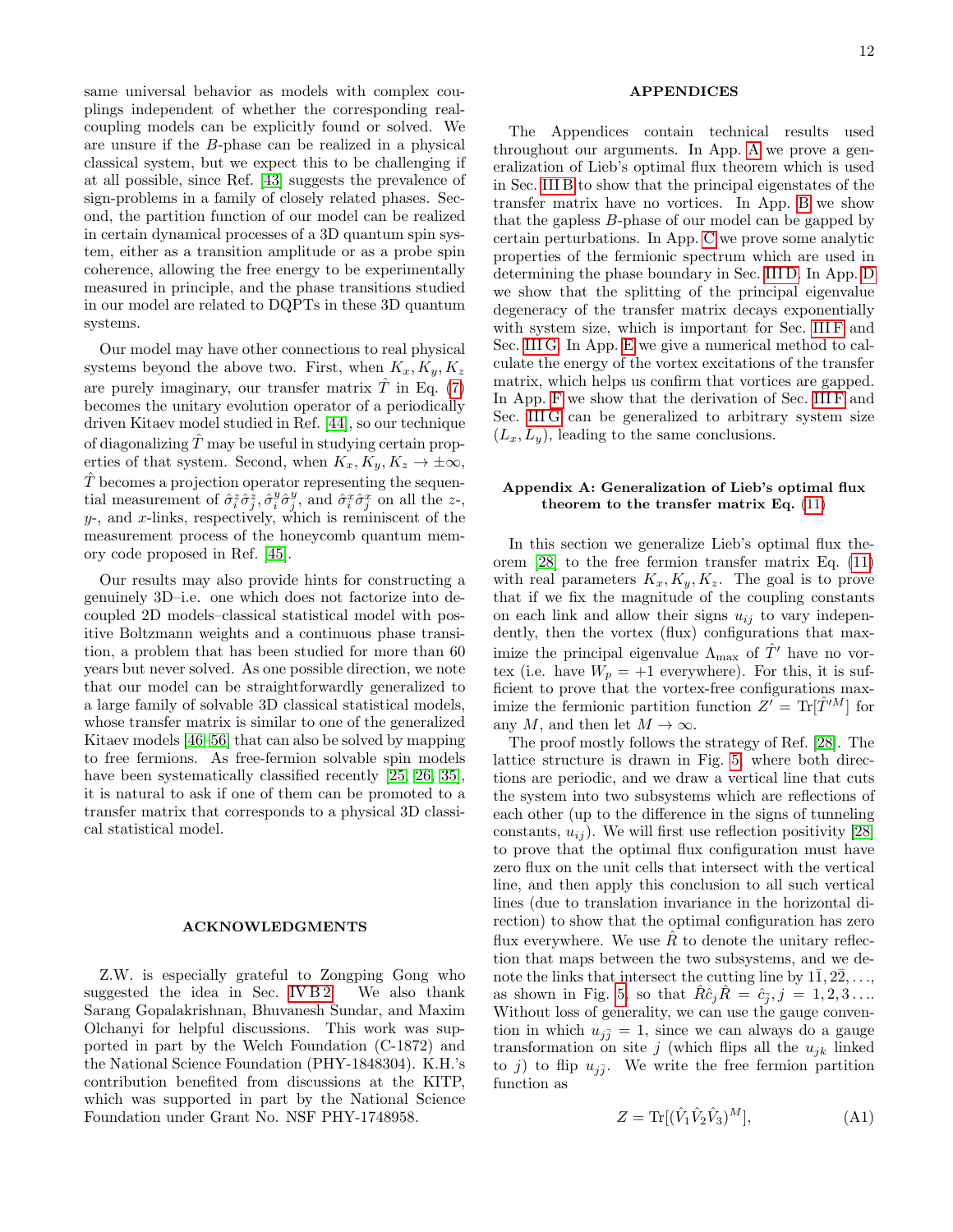same universal behavior as models with complex couplings independent of whether the corresponding real-coupling models can be explicitly found or solved. We are unsure if the $B$-phase can be realized in a physical classical system, but we expect this to be challenging if at all possible, since Ref. [43] suggests the prevalence of sign-problems in a family of closely related phases. Second, the partition function of our model can be realized in certain dynamical processes of a 3D quantum spin system, either as a transition amplitude or as a probe spin coherence, allowing the free energy to be experimentally measured in principle, and the phase transitions studied in our model are related to DQPTs in these 3D quantum systems.

Our model may have other connections to real physical systems beyond the above two. First, when $K_x, K_y, K_z$ are purely imaginary, our transfer matrix $\hat{T}$ in Eq. (7) becomes the unitary evolution operator of a periodically driven Kitaev model studied in Ref. [44], so our technique of diagonalizing $\hat{T}$ may be useful in studying certain properties of that system. Second, when $K_x, K_y, K_z \to \pm\infty$, $\hat{T}$ becomes a projection operator representing the sequential measurement of $\hat{\sigma}_i^z\hat{\sigma}_j^z, \hat{\sigma}_i^y\hat{\sigma}_j^y$, and $\hat{\sigma}_i^x\hat{\sigma}_j^x$ on all the $z$-, $y$-, and $x$-links, respectively, which is reminiscent of the measurement process of the honeycomb quantum memory code proposed in Ref. [45].

Our results may also provide hints for constructing a genuinely 3D–i.e. one which does not factorize into decoupled 2D models–classical statistical model with positive Boltzmann weights and a continuous phase transition, a problem that has been studied for more than 60 years but never solved. As one possible direction, we note that our model can be straightforwardly generalized to a large family of solvable 3D classical statistical models, whose transfer matrix is similar to one of the generalized Kitaev models [46–56] that can also be solved by mapping to free fermions. As free-fermion solvable spin models have been systematically classified recently [25, 26, 35], it is natural to ask if one of them can be promoted to a transfer matrix that corresponds to a physical 3D classical statistical model.

## ACKNOWLEDGMENTS

Z.W. is especially grateful to Zongping Gong who suggested the idea in Sec. IV B 2. We also thank Sarang Gopalakrishnan, Bhuvanesh Sundar, and Maxim Olchanyi for helpful discussions. This work was supported in part by the Welch Foundation (C-1872) and the National Science Foundation (PHY-1848304). K.H.'s contribution benefited from discussions at the KITP, which was supported in part by the National Science Foundation under Grant No. NSF PHY-1748958.

## APPENDICES

The Appendices contain technical results used throughout our arguments. In App. A we prove a generalization of Lieb's optimal flux theorem which is used in Sec. III B to show that the principal eigenstates of the transfer matrix have no vortices. In App. B we show that the gapless $B$-phase of our model can be gapped by certain perturbations. In App. C we prove some analytic properties of the fermionic spectrum which are used in determining the phase boundary in Sec. III D. In App. D we show that the splitting of the principal eigenvalue degeneracy of the transfer matrix decays exponentially with system size, which is important for Sec. III F and Sec. III G. In App. E we give a numerical method to calculate the energy of the vortex excitations of the transfer matrix, which helps us confirm that vortices are gapped. In App. F we show that the derivation of Sec. III F and Sec. III G can be generalized to arbitrary system size $(L_x, L_y)$, leading to the same conclusions.

### Appendix A: Generalization of Lieb's optimal flux theorem to the transfer matrix Eq. (11)

In this section we generalize Lieb's optimal flux theorem [28] to the free fermion transfer matrix Eq. (11) with real parameters $K_x, K_y, K_z$. The goal is to prove that if we fix the magnitude of the coupling constants on each link and allow their signs $u_{ij}$ to vary independently, then the vortex (flux) configurations that maximize the principal eigenvalue $\Lambda_{\max}$ of $\hat{T}'$ have no vortex (i.e. have $W_p = +1$ everywhere). For this, it is sufficient to prove that the vortex-free configurations maximize the fermionic partition function $Z' = \mathrm{Tr}[\hat{T}'^M]$ for any $M$, and then let $M \to \infty$.

The proof mostly follows the strategy of Ref. [28]. The lattice structure is drawn in Fig. 5, where both directions are periodic, and we draw a vertical line that cuts the system into two subsystems which are reflections of each other (up to the difference in the signs of tunneling constants, $u_{ij}$). We will first use reflection positivity [28] to prove that the optimal flux configuration must have zero flux on the unit cells that intersect with the vertical line, and then apply this conclusion to all such vertical lines (due to translation invariance in the horizontal direction) to show that the optimal configuration has zero flux everywhere. We use $\hat{R}$ to denote the unitary reflection that maps between the two subsystems, and we denote the links that intersect the cutting line by $1\bar{1}, 2\bar{2}, \ldots$, as shown in Fig. 5, so that $\hat{R}\hat{c}_j\hat{R} = \hat{c}_{\bar{j}}, j = 1, 2, 3 \ldots$. Without loss of generality, we can use the gauge convention in which $u_{j\bar{j}} = 1$, since we can always do a gauge transformation on site $j$ (which flips all the $u_{jk}$ linked to $j$) to flip $u_{j\bar{j}}$. We write the free fermion partition function as

$$Z = \mathrm{Tr}[(\hat{V}_1\hat{V}_2\hat{V}_3)^M], \tag{A1}$$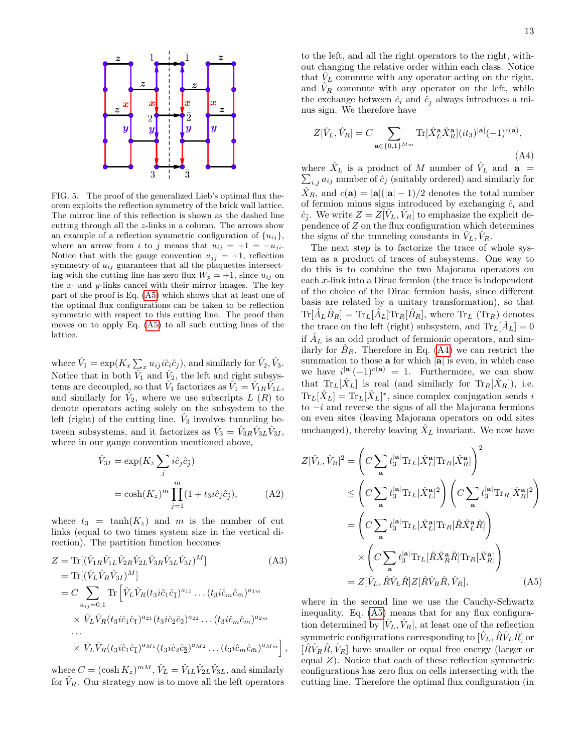FIG. 5. The proof of the generalized Lieb's optimal flux theorem exploits the reflection symmetry of the brick wall lattice. The mirror line of this reflection is shown as the dashed line cutting through all the $z$-links in a column. The arrows show an example of a reflection symmetric configuration of $\{u_{ij}\}$, where an arrow from $i$ to $j$ means that $u_{ij} = +1 = -u_{ji}$. Notice that with the gauge convention $u_{j\bar{j}} = +1$, reflection symmetry of $u_{ij}$ guarantees that all the plaquettes intersecting with the cutting line has zero flux $W_p = +1$, since $u_{ij}$ on the $x$- and $y$-links cancel with their mirror images. The key part of the proof is Eq. (A5) which shows that at least one of the optimal flux configurations can be taken to be reflection symmetric with respect to this cutting line. The proof then moves on to apply Eq. (A5) to all such cutting lines of the lattice.

where $\hat{V}_1 = \exp(K_x \sum_x u_{ij} i\hat{c}_i\hat{c}_j)$, and similarly for $\hat{V}_2, \hat{V}_3$. Notice that in both $\hat{V}_1$ and $\hat{V}_2$, the left and right subsystems are decoupled, so that $\hat{V}_1$ factorizes as $\hat{V}_1 = \hat{V}_{1R}\hat{V}_{1L}$, and similarly for $\hat{V}_2$, where we use subscripts $L$ ($R$) to denote operators acting solely on the subsystem to the left (right) of the cutting line. $\hat{V}_3$ involves tunneling between subsystems, and it factorizes as $\hat{V}_3 = \hat{V}_{3R}\hat{V}_{3L}\hat{V}_{3I}$, where in our gauge convention mentioned above,

$$
\begin{aligned}
\hat{V}_{3I} &= \exp(K_z \sum_j i\hat{c}_j\hat{c}_{\bar{j}}) \\
&= \cosh(K_z)^m \prod_{j=1}^{m} (1 + t_3 i\hat{c}_j\hat{c}_{\bar{j}}), \qquad \text{(A2)}
\end{aligned}
$$

where $t_3 = \tanh(K_z)$ and $m$ is the number of cut links (equal to two times system size in the vertical direction). The partition function becomes

$$
\begin{aligned}
Z &= \mathrm{Tr}[(\hat{V}_{1R}\hat{V}_{1L}\hat{V}_{2R}\hat{V}_{2L}\hat{V}_{3R}\hat{V}_{3L}\hat{V}_{3I})^M] \qquad \text{(A3)}\\
&= \mathrm{Tr}[(\hat{V}_L\hat{V}_R\hat{V}_{3I})^M] \\
&= C \sum_{a_{ij}=0,1} \mathrm{Tr}\Big[\hat{V}_L\hat{V}_R(t_3 i\hat{c}_1\hat{c}_{\bar{1}})^{a_{11}} \ldots (t_3 i\hat{c}_m\hat{c}_{\bar{m}})^{a_{1m}} \\
&\quad \times \hat{V}_L\hat{V}_R(t_3 i\hat{c}_1\hat{c}_{\bar{1}})^{a_{21}}(t_3 i\hat{c}_2\hat{c}_{\bar{2}})^{a_{22}} \ldots (t_3 i\hat{c}_m\hat{c}_{\bar{m}})^{a_{2m}} \\
&\quad \ldots \\
&\quad \times \hat{V}_L\hat{V}_R(t_3 i\hat{c}_1\hat{c}_{\bar{1}})^{a_{M1}}(t_3 i\hat{c}_2\hat{c}_{\bar{2}})^{a_{M2}} \ldots (t_3 i\hat{c}_m\hat{c}_{\bar{m}})^{a_{Mm}}\Big],
\end{aligned}
$$

where $C = (\cosh K_z)^{mM}$, $\hat{V}_L = \hat{V}_{1L}\hat{V}_{2L}\hat{V}_{3L}$, and similarly for $\hat{V}_R$. Our strategy now is to move all the left operators to the left, and all the right operators to the right, without changing the relative order within each class. Notice that $\hat{V}_L$ commute with any operator acting on the right, and $\hat{V}_R$ commute with any operator on the left, while the exchange between $\hat{c}_i$ and $\hat{c}_{\bar{j}}$ always introduces a minus sign. We therefore have

$$
Z[\hat{V}_L, \hat{V}_R] = C \sum_{\mathbf{a}\in\{0,1\}^{Mm}} \mathrm{Tr}[\hat{X}_L^{\mathbf{a}}\hat{X}_R^{\mathbf{a}}](it_3)^{|\mathbf{a}|}(-1)^{c(\mathbf{a})}, \qquad \text{(A4)}
$$

where $\hat{X}_L$ is a product of $M$ number of $\hat{V}_L$ and $|\mathbf{a}| = \sum_{i,j} a_{ij}$ number of $\hat{c}_j$ (suitably ordered) and similarly for $\hat{X}_R$, and $c(\mathbf{a}) = |\mathbf{a}|(|\mathbf{a}|-1)/2$ denotes the total number of fermion minus signs introduced by exchanging $\hat{c}_i$ and $\hat{c}_{\bar{j}}$. We write $Z = Z[\hat{V}_L, \hat{V}_R]$ to emphasize the explicit dependence of $Z$ on the flux configuration which determines the signs of the tunneling constants in $\hat{V}_L, \hat{V}_R$.

The next step is to factorize the trace of whole system as a product of traces of subsystems. One way to do this is to combine the two Majorana operators on each $x$-link into a Dirac fermion (the trace is independent of the choice of the Dirac fermion basis, since different basis are related by a unitary transformation), so that $\mathrm{Tr}[\hat{A}_L\hat{B}_R] = \mathrm{Tr}_L[\hat{A}_L]\mathrm{Tr}_R[\hat{B}_R]$, where $\mathrm{Tr}_L$ ($\mathrm{Tr}_R$) denotes the trace on the left (right) subsystem, and $\mathrm{Tr}_L[\hat{A}_L] = 0$ if $\hat{A}_L$ is an odd product of fermionic operators, and similarly for $\hat{B}_R$. Therefore in Eq. (A4) we can restrict the summation to those $\mathbf{a}$ for which $|\mathbf{a}|$ is even, in which case we have $i^{|\mathbf{a}|}(-1)^{c(\mathbf{a})} = 1$. Furthermore, we can show that $\mathrm{Tr}_L[\hat{X}_L]$ is real (and similarly for $\mathrm{Tr}_R[\hat{X}_R]$), i.e. $\mathrm{Tr}_L[\hat{X}_L] = \mathrm{Tr}_L[\hat{X}_L]^*$, since complex conjugation sends $i$ to $-i$ and reverse the signs of all the Majorana fermions on even sites (leaving Majorana operators on odd sites unchanged), thereby leaving $\hat{X}_L$ invariant. We now have

$$
\begin{aligned}
Z[\hat{V}_L, \hat{V}_R]^2 &= \left(C \sum_{\mathbf{a}} t_3^{|\mathbf{a}|}\mathrm{Tr}_L[\hat{X}_L^{\mathbf{a}}]\mathrm{Tr}_R[\hat{X}_R^{\mathbf{a}}]\right)^2 \\
&\le \left(C \sum_{\mathbf{a}} t_3^{|\mathbf{a}|}\mathrm{Tr}_L[\hat{X}_L^{\mathbf{a}}]^2\right)\left(C \sum_{\mathbf{a}} t_3^{|\mathbf{a}|}\mathrm{Tr}_R[\hat{X}_R^{\mathbf{a}}]^2\right) \\
&= \left(C \sum_{\mathbf{a}} t_3^{|\mathbf{a}|}\mathrm{Tr}_L[\hat{X}_L^{\mathbf{a}}]\mathrm{Tr}_R[\hat{R}\hat{X}_L^{\mathbf{a}}\hat{R}]\right) \\
&\quad \times \left(C \sum_{\mathbf{a}} t_3^{|\mathbf{a}|}\mathrm{Tr}_L[\hat{R}\hat{X}_R^{\mathbf{a}}\hat{R}]\mathrm{Tr}_R[\hat{X}_R^{\mathbf{a}}]\right) \\
&= Z[\hat{V}_L, \hat{R}\hat{V}_L\hat{R}]Z[\hat{R}\hat{V}_R\hat{R}, \hat{V}_R], \qquad \text{(A5)}
\end{aligned}
$$

where in the second line we use the Cauchy-Schwartz inequality. Eq. (A5) means that for any flux configuration determined by $[\hat{V}_L, \hat{V}_R]$, at least one of the reflection symmetric configurations corresponding to $[\hat{V}_L, \hat{R}\hat{V}_L\hat{R}]$ or $[\hat{R}\hat{V}_R\hat{R}, \hat{V}_R]$ have smaller or equal free energy (larger or equal $Z$). Notice that each of these reflection symmetric configurations has zero flux on cells intersecting with the cutting line. Therefore the optimal flux configuration (in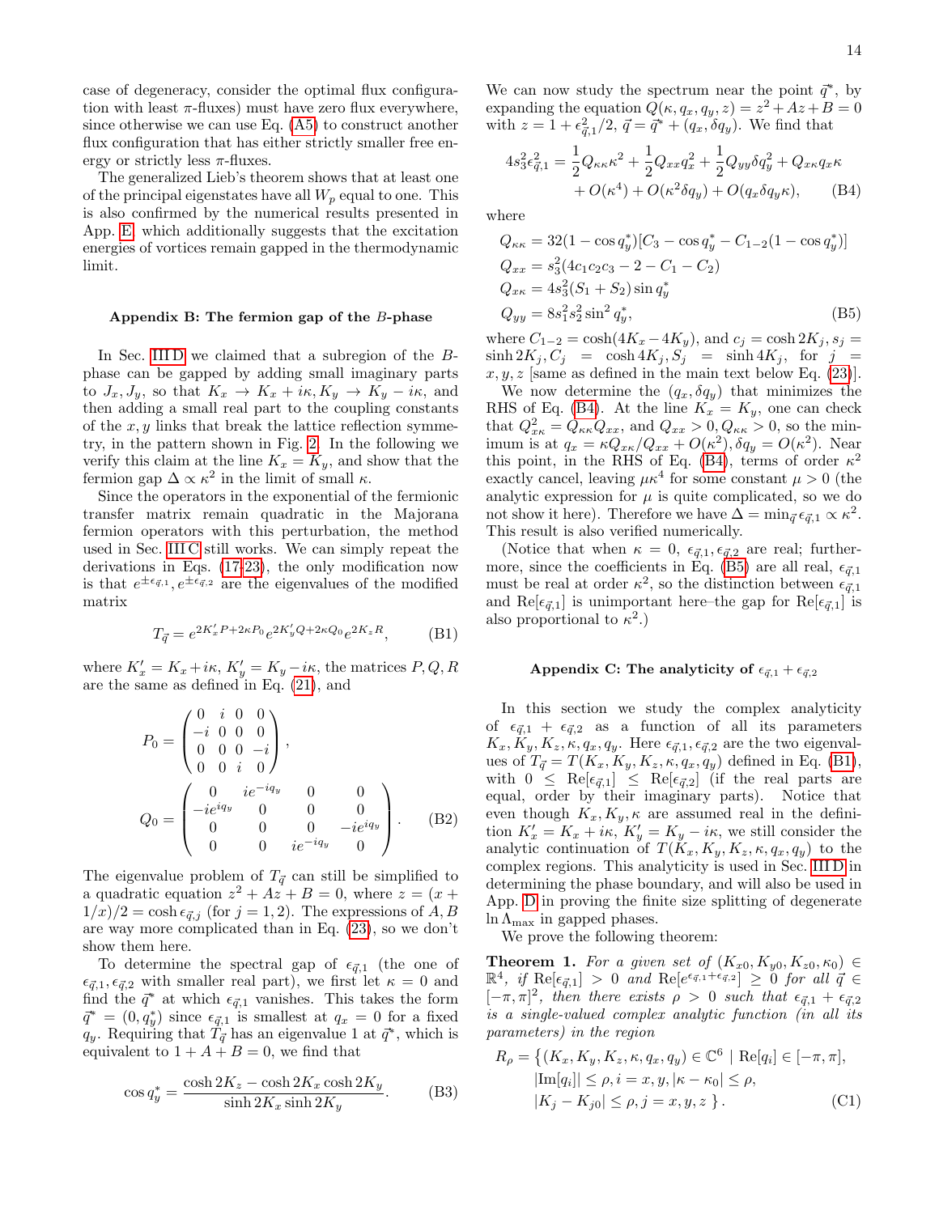case of degeneracy, consider the optimal flux configuration with least $\pi$-fluxes) must have zero flux everywhere, since otherwise we can use Eq. (A5) to construct another flux configuration that has either strictly smaller free energy or strictly less $\pi$-fluxes.

The generalized Lieb's theorem shows that at least one of the principal eigenstates have all $W_p$ equal to one. This is also confirmed by the numerical results presented in App. E which additionally suggests that the excitation energies of vortices remain gapped in the thermodynamic limit.

### Appendix B: The fermion gap of the $B$-phase

In Sec. III D we claimed that a subregion of the $B$-phase can be gapped by adding small imaginary parts to $J_x, J_y$, so that $K_x \to K_x + i\kappa, K_y \to K_y - i\kappa$, and then adding a small real part to the coupling constants of the $x, y$ links that break the lattice reflection symmetry, in the pattern shown in Fig. 2. In the following we verify this claim at the line $K_x = K_y$, and show that the fermion gap $\Delta \propto \kappa^2$ in the limit of small $\kappa$.

Since the operators in the exponential of the fermionic transfer matrix remain quadratic in the Majorana fermion operators with this perturbation, the method used in Sec. III C still works. We can simply repeat the derivations in Eqs. (17-23), the only modification now is that $e^{\pm\epsilon_{\vec{q},1}}, e^{\pm\epsilon_{\vec{q},2}}$ are the eigenvalues of the modified matrix

$$T_{\vec{q}} = e^{2K'_x P + 2\kappa P_0} e^{2K'_y Q + 2\kappa Q_0} e^{2K_z R}, \tag{B1}$$

where $K'_x = K_x + i\kappa$, $K'_y = K_y - i\kappa$, the matrices $P, Q, R$ are the same as defined in Eq. (21), and

$$P_0 = \begin{pmatrix} 0 & i & 0 & 0 \\ -i & 0 & 0 & 0 \\ 0 & 0 & 0 & -i \\ 0 & 0 & i & 0 \end{pmatrix},$$
$$Q_0 = \begin{pmatrix} 0 & ie^{-iq_y} & 0 & 0 \\ -ie^{iq_y} & 0 & 0 & 0 \\ 0 & 0 & 0 & -ie^{iq_y} \\ 0 & 0 & ie^{-iq_y} & 0 \end{pmatrix}. \tag{B2}$$

The eigenvalue problem of $T_{\vec{q}}$ can still be simplified to a quadratic equation $z^2 + Az + B = 0$, where $z = (x + 1/x)/2 = \cosh \epsilon_{\vec{q},j}$ (for $j = 1, 2$). The expressions of $A, B$ are way more complicated than in Eq. (23), so we don't show them here.

To determine the spectral gap of $\epsilon_{\vec{q},1}$ (the one of $\epsilon_{\vec{q},1}, \epsilon_{\vec{q},2}$ with smaller real part), we first let $\kappa = 0$ and find the $\vec{q}^*$ at which $\epsilon_{\vec{q},1}$ vanishes. This takes the form $\vec{q}^* = (0, q_y^*)$ since $\epsilon_{\vec{q},1}$ is smallest at $q_x = 0$ for a fixed $q_y$. Requiring that $T_{\vec{q}}$ has an eigenvalue 1 at $\vec{q}^*$, which is equivalent to $1 + A + B = 0$, we find that

$$\cos q_y^* = \frac{\cosh 2K_z - \cosh 2K_x \cosh 2K_y}{\sinh 2K_x \sinh 2K_y}. \tag{B3}$$

We can now study the spectrum near the point $\vec{q}^*$, by expanding the equation $Q(\kappa, q_x, q_y, z) = z^2 + Az + B = 0$ with $z = 1 + \epsilon_{\vec{q},1}^2/2$, $\vec{q} = \vec{q}^* + (q_x, \delta q_y)$. We find that

$$\begin{aligned} 4s_3^2\epsilon_{\vec{q},1}^2 = &\frac{1}{2}Q_{\kappa\kappa}\kappa^2 + \frac{1}{2}Q_{xx}q_x^2 + \frac{1}{2}Q_{yy}\delta q_y^2 + Q_{x\kappa}q_x\kappa \\ &+ O(\kappa^4) + O(\kappa^2\delta q_y) + O(q_x\delta q_y\kappa), \end{aligned} \tag{B4}$$

where

$$\begin{aligned} Q_{\kappa\kappa} &= 32(1 - \cos q_y^*)[C_3 - \cos q_y^* - C_{1-2}(1 - \cos q_y^*)] \\ Q_{xx} &= s_3^2(4c_1c_2c_3 - 2 - C_1 - C_2) \\ Q_{x\kappa} &= 4s_3^2(S_1 + S_2)\sin q_y^* \\ Q_{yy} &= 8s_1^2 s_2^2 \sin^2 q_y^*, \end{aligned} \tag{B5}$$

where $C_{1-2} = \cosh(4K_x - 4K_y)$, and $c_j = \cosh 2K_j, s_j = \sinh 2K_j, C_j = \cosh 4K_j, S_j = \sinh 4K_j$, for $j = x, y, z$ [same as defined in the main text below Eq. (23)].

We now determine the $(q_x, \delta q_y)$ that minimizes the RHS of Eq. (B4). At the line $K_x = K_y$, one can check that $Q_{x\kappa}^2 = Q_{\kappa\kappa}Q_{xx}$, and $Q_{xx} > 0, Q_{\kappa\kappa} > 0$, so the minimum is at $q_x = \kappa Q_{x\kappa}/Q_{xx} + O(\kappa^2), \delta q_y = O(\kappa^2)$. Near this point, in the RHS of Eq. (B4), terms of order $\kappa^2$ exactly cancel, leaving $\mu\kappa^4$ for some constant $\mu > 0$ (the analytic expression for $\mu$ is quite complicated, so we do not show it here). Therefore we have $\Delta = \min_{\vec{q}} \epsilon_{\vec{q},1} \propto \kappa^2$. This result is also verified numerically.

(Notice that when $\kappa = 0$, $\epsilon_{\vec{q},1}, \epsilon_{\vec{q},2}$ are real; furthermore, since the coefficients in Eq. (B5) are all real, $\epsilon_{\vec{q},1}$ must be real at order $\kappa^2$, so the distinction between $\epsilon_{\vec{q},1}$ and $\mathrm{Re}[\epsilon_{\vec{q},1}]$ is unimportant here–the gap for $\mathrm{Re}[\epsilon_{\vec{q},1}]$ is also proportional to $\kappa^2$.)

### Appendix C: The analyticity of $\epsilon_{\vec{q},1} + \epsilon_{\vec{q},2}$

In this section we study the complex analyticity of $\epsilon_{\vec{q},1} + \epsilon_{\vec{q},2}$ as a function of all its parameters $K_x, K_y, K_z, \kappa, q_x, q_y$. Here $\epsilon_{\vec{q},1}, \epsilon_{\vec{q},2}$ are the two eigenvalues of $T_{\vec{q}} = T(K_x, K_y, K_z, \kappa, q_x, q_y)$ defined in Eq. (B1), with $0 \le \mathrm{Re}[\epsilon_{\vec{q},1}] \le \mathrm{Re}[\epsilon_{\vec{q},2}]$ (if the real parts are equal, order by their imaginary parts). Notice that even though $K_x, K_y, \kappa$ are assumed real in the definition $K'_x = K_x + i\kappa$, $K'_y = K_y - i\kappa$, we still consider the analytic continuation of $T(K_x, K_y, K_z, \kappa, q_x, q_y)$ to the complex regions. This analyticity is used in Sec. III D in determining the phase boundary, and will also be used in App. D in proving the finite size splitting of degenerate $\ln \Lambda_{\max}$ in gapped phases.

We prove the following theorem:

**Theorem 1.** *For a given set of $(K_{x0}, K_{y0}, K_{z0}, \kappa_0) \in \mathbb{R}^4$, if $\mathrm{Re}[\epsilon_{\vec{q},1}] > 0$ and $\mathrm{Re}[e^{\epsilon_{\vec{q},1}+\epsilon_{\vec{q},2}}] \ge 0$ for all $\vec{q} \in [-\pi, \pi]^2$, then there exists $\rho > 0$ such that $\epsilon_{\vec{q},1} + \epsilon_{\vec{q},2}$ is a single-valued complex analytic function (in all its parameters) in the region*

$$\begin{aligned} R_\rho = \big\{ &(K_x, K_y, K_z, \kappa, q_x, q_y) \in \mathbb{C}^6 \mid \mathrm{Re}[q_i] \in [-\pi, \pi], \\ &|\mathrm{Im}[q_i]| \le \rho, i = x, y, |\kappa - \kappa_0| \le \rho, \\ &|K_j - K_{j0}| \le \rho, j = x, y, z \,\big\}. \end{aligned} \tag{C1}$$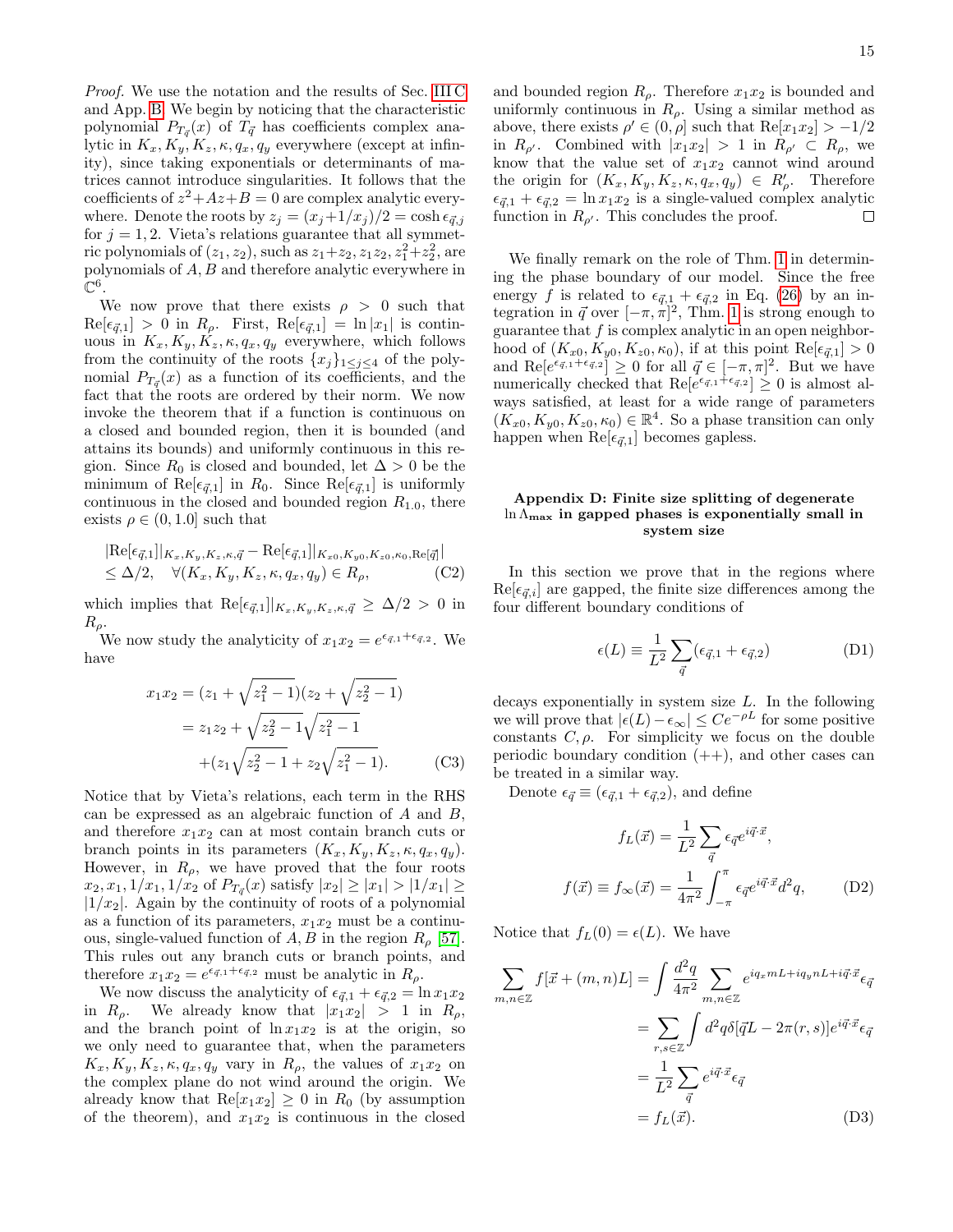*Proof.* We use the notation and the results of Sec. III C and App. B. We begin by noticing that the characteristic polynomial $P_{T_{\vec{q}}}(x)$ of $T_{\vec{q}}$ has coefficients complex analytic in $K_x, K_y, K_z, \kappa, q_x, q_y$ everywhere (except at infinity), since taking exponentials or determinants of matrices cannot introduce singularities. It follows that the coefficients of $z^2+Az+B=0$ are complex analytic everywhere. Denote the roots by $z_j = (x_j+1/x_j)/2 = \cosh \epsilon_{\vec{q},j}$ for $j=1,2$. Vieta's relations guarantee that all symmetric polynomials of $(z_1, z_2)$, such as $z_1+z_2, z_1z_2, z_1^2+z_2^2$, are polynomials of $A, B$ and therefore analytic everywhere in $\mathbb{C}^6$.

We now prove that there exists $\rho > 0$ such that $\mathrm{Re}[\epsilon_{\vec{q},1}] > 0$ in $R_\rho$. First, $\mathrm{Re}[\epsilon_{\vec{q},1}] = \ln|x_1|$ is continuous in $K_x, K_y, K_z, \kappa, q_x, q_y$ everywhere, which follows from the continuity of the roots $\{x_j\}_{1\le j\le 4}$ of the polynomial $P_{T_{\vec{q}}}(x)$ as a function of its coefficients, and the fact that the roots are ordered by their norm. We now invoke the theorem that if a function is continuous on a closed and bounded region, then it is bounded (and attains its bounds) and uniformly continuous in this region. Since $R_0$ is closed and bounded, let $\Delta > 0$ be the minimum of $\mathrm{Re}[\epsilon_{\vec{q},1}]$ in $R_0$. Since $\mathrm{Re}[\epsilon_{\vec{q},1}]$ is uniformly continuous in the closed and bounded region $R_{1.0}$, there exists $\rho \in (0, 1.0]$ such that

$$
\begin{aligned}
&|\mathrm{Re}[\epsilon_{\vec{q},1}]|_{K_x,K_y,K_z,\kappa,\vec{q}} - \mathrm{Re}[\epsilon_{\vec{q},1}]|_{K_{x0},K_{y0},K_{z0},\kappa_0,\mathrm{Re}[\vec{q}]}| \\
&\le \Delta/2, \quad \forall (K_x,K_y,K_z,\kappa,q_x,q_y) \in R_\rho,
\end{aligned}
\tag{C2}
$$

which implies that $\mathrm{Re}[\epsilon_{\vec{q},1}]|_{K_x,K_y,K_z,\kappa,\vec{q}} \ge \Delta/2 > 0$ in $R_\rho$.

We now study the analyticity of $x_1x_2 = e^{\epsilon_{\vec{q},1}+\epsilon_{\vec{q},2}}$. We have

$$
\begin{aligned}
x_1x_2 &= (z_1+\sqrt{z_1^2-1})(z_2+\sqrt{z_2^2-1}) \\
&= z_1z_2 + \sqrt{z_2^2-1}\sqrt{z_1^2-1} \\
&\quad + (z_1\sqrt{z_2^2-1} + z_2\sqrt{z_1^2-1}).
\end{aligned}
\tag{C3}
$$

Notice that by Vieta's relations, each term in the RHS can be expressed as an algebraic function of $A$ and $B$, and therefore $x_1x_2$ can at most contain branch cuts or branch points in its parameters $(K_x, K_y, K_z, \kappa, q_x, q_y)$. However, in $R_\rho$, we have proved that the four roots $x_2, x_1, 1/x_1, 1/x_2$ of $P_{T_{\vec{q}}}(x)$ satisfy $|x_2| \ge |x_1| > |1/x_1| \ge |1/x_2|$. Again by the continuity of roots of a polynomial as a function of its parameters, $x_1x_2$ must be a continuous, single-valued function of $A, B$ in the region $R_\rho$ [57]. This rules out any branch cuts or branch points, and therefore $x_1x_2 = e^{\epsilon_{\vec{q},1}+\epsilon_{\vec{q},2}}$ must be analytic in $R_\rho$.

We now discuss the analyticity of $\epsilon_{\vec{q},1}+\epsilon_{\vec{q},2} = \ln x_1x_2$ in $R_\rho$. We already know that $|x_1x_2| > 1$ in $R_\rho$, and the branch point of $\ln x_1x_2$ is at the origin, so we only need to guarantee that, when the parameters $K_x, K_y, K_z, \kappa, q_x, q_y$ vary in $R_\rho$, the values of $x_1x_2$ on the complex plane do not wind around the origin. We already know that $\mathrm{Re}[x_1x_2] \ge 0$ in $R_0$ (by assumption of the theorem), and $x_1x_2$ is continuous in the closed and bounded region $R_\rho$. Therefore $x_1x_2$ is bounded and uniformly continuous in $R_\rho$. Using a similar method as above, there exists $\rho' \in (0, \rho]$ such that $\mathrm{Re}[x_1x_2] > -1/2$ in $R_{\rho'}$. Combined with $|x_1x_2| > 1$ in $R_{\rho'} \subset R_\rho$, we know that the value set of $x_1x_2$ cannot wind around the origin for $(K_x, K_y, K_z, \kappa, q_x, q_y) \in R'_\rho$. Therefore $\epsilon_{\vec{q},1}+\epsilon_{\vec{q},2} = \ln x_1x_2$ is a single-valued complex analytic function in $R_{\rho'}$. This concludes the proof. ◻

We finally remark on the role of Thm. 1 in determining the phase boundary of our model. Since the free energy $f$ is related to $\epsilon_{\vec{q},1}+\epsilon_{\vec{q},2}$ in Eq. (26) by an integration in $\vec{q}$ over $[-\pi,\pi]^2$, Thm. 1 is strong enough to guarantee that $f$ is complex analytic in an open neighborhood of $(K_{x0}, K_{y0}, K_{z0}, \kappa_0)$, if at this point $\mathrm{Re}[\epsilon_{\vec{q},1}] > 0$ and $\mathrm{Re}[e^{\epsilon_{\vec{q},1}+\epsilon_{\vec{q},2}}] \ge 0$ for all $\vec{q} \in [-\pi,\pi]^2$. But we have numerically checked that $\mathrm{Re}[e^{\epsilon_{\vec{q},1}+\epsilon_{\vec{q},2}}] \ge 0$ is almost always satisfied, at least for a wide range of parameters $(K_{x0}, K_{y0}, K_{z0}, \kappa_0) \in \mathbb{R}^4$. So a phase transition can only happen when $\mathrm{Re}[\epsilon_{\vec{q},1}]$ becomes gapless.

## Appendix D: Finite size splitting of degenerate $\ln\Lambda_{\max}$ in gapped phases is exponentially small in system size

In this section we prove that in the regions where $\mathrm{Re}[\epsilon_{\vec{q},i}]$ are gapped, the finite size differences among the four different boundary conditions of

$$
\epsilon(L) \equiv \frac{1}{L^2}\sum_{\vec{q}}(\epsilon_{\vec{q},1}+\epsilon_{\vec{q},2})
\tag{D1}
$$

decays exponentially in system size $L$. In the following we will prove that $|\epsilon(L)-\epsilon_\infty| \le Ce^{-\rho L}$ for some positive constants $C, \rho$. For simplicity we focus on the double periodic boundary condition $(++)$, and other cases can be treated in a similar way.

Denote $\epsilon_{\vec{q}} \equiv (\epsilon_{\vec{q},1}+\epsilon_{\vec{q},2})$, and define

$$
\begin{aligned}
f_L(\vec{x}) &= \frac{1}{L^2}\sum_{\vec{q}}\epsilon_{\vec{q}}e^{i\vec{q}\cdot\vec{x}}, \\
f(\vec{x}) \equiv f_\infty(\vec{x}) &= \frac{1}{4\pi^2}\int_{-\pi}^{\pi}\epsilon_{\vec{q}}e^{i\vec{q}\cdot\vec{x}}d^2q,
\end{aligned}
\tag{D2}
$$

Notice that $f_L(0) = \epsilon(L)$. We have

$$
\begin{aligned}
\sum_{m,n\in\mathbb{Z}} f[\vec{x}+(m,n)L] &= \int\frac{d^2q}{4\pi^2}\sum_{m,n\in\mathbb{Z}} e^{iq_xmL+iq_ynL+i\vec{q}\cdot\vec{x}}\epsilon_{\vec{q}} \\
&= \sum_{r,s\in\mathbb{Z}}\int d^2q\,\delta[\vec{q}L-2\pi(r,s)]e^{i\vec{q}\cdot\vec{x}}\epsilon_{\vec{q}} \\
&= \frac{1}{L^2}\sum_{\vec{q}} e^{i\vec{q}\cdot\vec{x}}\epsilon_{\vec{q}} \\
&= f_L(\vec{x}).
\end{aligned}
\tag{D3}
$$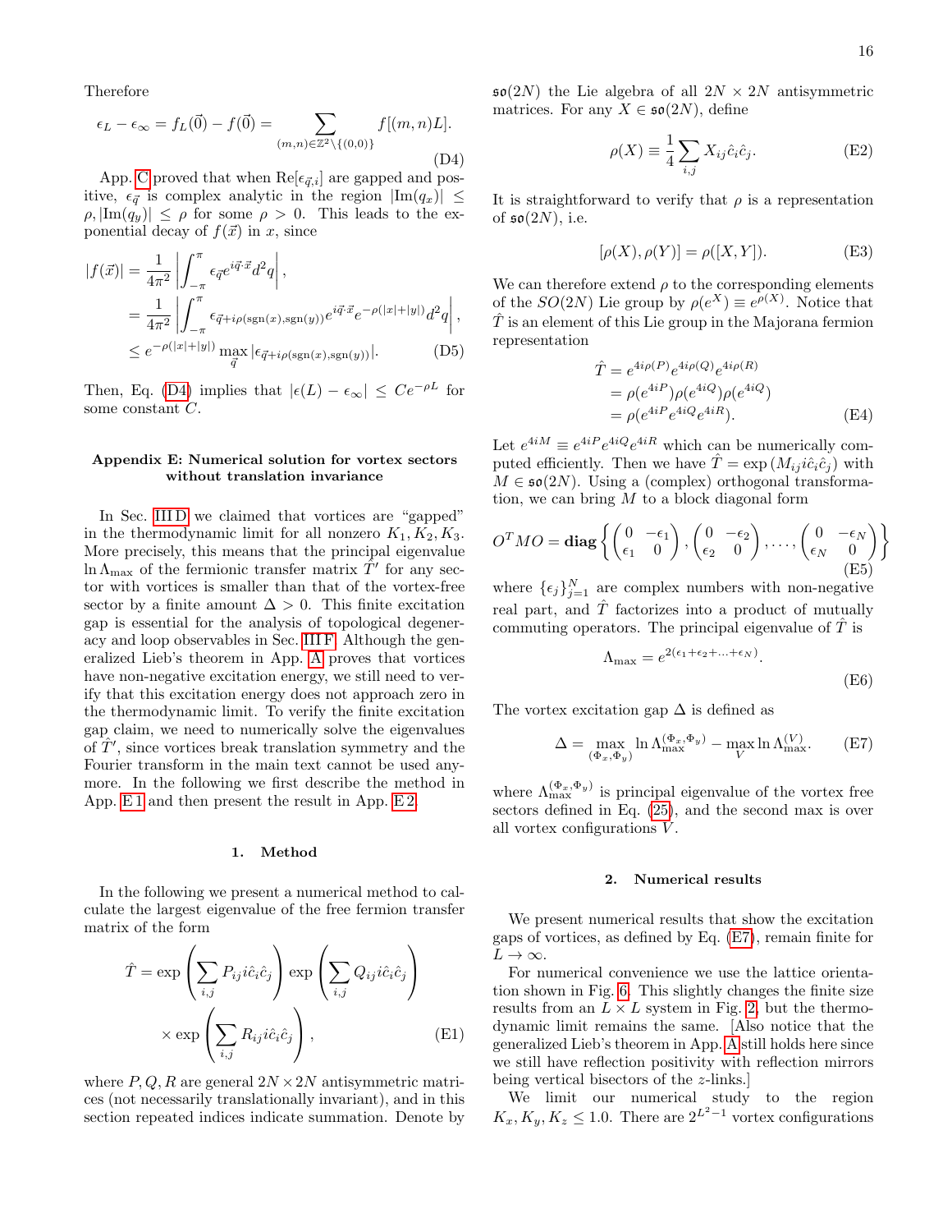Therefore

$$\epsilon_L - \epsilon_\infty = f_L(\vec{0}) - f(\vec{0}) = \sum_{(m,n)\in\mathbb{Z}^2\setminus\{(0,0)\}} f[(m,n)L]. \tag{D4}$$

App. C proved that when $\mathrm{Re}[\epsilon_{\vec{q},i}]$ are gapped and positive, $\epsilon_{\vec{q}}$ is complex analytic in the region $|\mathrm{Im}(q_x)| \leq \rho, |\mathrm{Im}(q_y)| \leq \rho$ for some $\rho > 0$. This leads to the exponential decay of $f(\vec{x})$ in $x$, since

$$\begin{aligned} |f(\vec{x})| &= \frac{1}{4\pi^2}\left|\int_{-\pi}^{\pi} \epsilon_{\vec{q}} e^{i\vec{q}\cdot\vec{x}} d^2q\right|, \\ &= \frac{1}{4\pi^2}\left|\int_{-\pi}^{\pi} \epsilon_{\vec{q}+i\rho(\mathrm{sgn}(x),\mathrm{sgn}(y))} e^{i\vec{q}\cdot\vec{x}} e^{-\rho(|x|+|y|)} d^2q\right|, \\ &\leq e^{-\rho(|x|+|y|)} \max_{\vec{q}} |\epsilon_{\vec{q}+i\rho(\mathrm{sgn}(x),\mathrm{sgn}(y))}|. \end{aligned} \tag{D5}$$

Then, Eq. (D4) implies that $|\epsilon(L) - \epsilon_\infty| \leq Ce^{-\rho L}$ for some constant $C$.

## Appendix E: Numerical solution for vortex sectors without translation invariance

In Sec. III D we claimed that vortices are "gapped" in the thermodynamic limit for all nonzero $K_1, K_2, K_3$. More precisely, this means that the principal eigenvalue $\ln \Lambda_{\max}$ of the fermionic transfer matrix $\hat{T}'$ for any sector with vortices is smaller than that of the vortex-free sector by a finite amount $\Delta > 0$. This finite excitation gap is essential for the analysis of topological degeneracy and loop observables in Sec. III F. Although the generalized Lieb's theorem in App. A proves that vortices have non-negative excitation energy, we still need to verify that this excitation energy does not approach zero in the thermodynamic limit. To verify the finite excitation gap claim, we need to numerically solve the eigenvalues of $\hat{T}'$, since vortices break translation symmetry and the Fourier transform in the main text cannot be used anymore. In the following we first describe the method in App. E 1 and then present the result in App. E 2.

### 1. Method

In the following we present a numerical method to calculate the largest eigenvalue of the free fermion transfer matrix of the form

$$\hat{T} = \exp\left(\sum_{i,j} P_{ij} i\hat{c}_i\hat{c}_j\right)\exp\left(\sum_{i,j} Q_{ij} i\hat{c}_i\hat{c}_j\right) \times \exp\left(\sum_{i,j} R_{ij} i\hat{c}_i\hat{c}_j\right), \tag{E1}$$

where $P, Q, R$ are general $2N \times 2N$ antisymmetric matrices (not necessarily translationally invariant), and in this section repeated indices indicate summation. Denote by $\mathfrak{so}(2N)$ the Lie algebra of all $2N \times 2N$ antisymmetric matrices. For any $X \in \mathfrak{so}(2N)$, define

$$\rho(X) \equiv \frac{1}{4}\sum_{i,j} X_{ij}\hat{c}_i\hat{c}_j. \tag{E2}$$

It is straightforward to verify that $\rho$ is a representation of $\mathfrak{so}(2N)$, i.e.

$$[\rho(X), \rho(Y)] = \rho([X, Y]). \tag{E3}$$

We can therefore extend $\rho$ to the corresponding elements of the $SO(2N)$ Lie group by $\rho(e^X) \equiv e^{\rho(X)}$. Notice that $\hat{T}$ is an element of this Lie group in the Majorana fermion representation

$$\begin{aligned} \hat{T} &= e^{4i\rho(P)}e^{4i\rho(Q)}e^{4i\rho(R)} \\ &= \rho(e^{4iP})\rho(e^{4iQ})\rho(e^{4iQ}) \\ &= \rho(e^{4iP}e^{4iQ}e^{4iR}). \end{aligned} \tag{E4}$$

Let $e^{4iM} \equiv e^{4iP}e^{4iQ}e^{4iR}$ which can be numerically computed efficiently. Then we have $\hat{T} = \exp\left(M_{ij} i\hat{c}_i\hat{c}_j\right)$ with $M \in \mathfrak{so}(2N)$. Using a (complex) orthogonal transformation, we can bring $M$ to a block diagonal form

$$O^T M O = \mathbf{diag}\left\{\begin{pmatrix} 0 & -\epsilon_1 \\ \epsilon_1 & 0\end{pmatrix}, \begin{pmatrix} 0 & -\epsilon_2 \\ \epsilon_2 & 0\end{pmatrix}, \ldots, \begin{pmatrix} 0 & -\epsilon_N \\ \epsilon_N & 0\end{pmatrix}\right\} \tag{E5}$$

where $\{\epsilon_j\}_{j=1}^N$ are complex numbers with non-negative real part, and $\hat{T}$ factorizes into a product of mutually commuting operators. The principal eigenvalue of $\hat{T}$ is

$$\Lambda_{\max} = e^{2(\epsilon_1+\epsilon_2+\ldots+\epsilon_N)}. \tag{E6}$$

The vortex excitation gap $\Delta$ is defined as

$$\Delta = \max_{(\Phi_x,\Phi_y)} \ln \Lambda_{\max}^{(\Phi_x,\Phi_y)} - \max_V \ln \Lambda_{\max}^{(V)}. \tag{E7}$$

where $\Lambda_{\max}^{(\Phi_x,\Phi_y)}$ is principal eigenvalue of the vortex free sectors defined in Eq. (25), and the second max is over all vortex configurations $V$.

### 2. Numerical results

We present numerical results that show the excitation gaps of vortices, as defined by Eq. (E7), remain finite for $L \to \infty$.

For numerical convenience we use the lattice orientation shown in Fig. 6. This slightly changes the finite size results from an $L \times L$ system in Fig. 2, but the thermodynamic limit remains the same. [Also notice that the generalized Lieb's theorem in App. A still holds here since we still have reflection positivity with reflection mirrors being vertical bisectors of the $z$-links.]

We limit our numerical study to the region $K_x, K_y, K_z \leq 1.0$. There are $2^{L^2-1}$ vortex configurations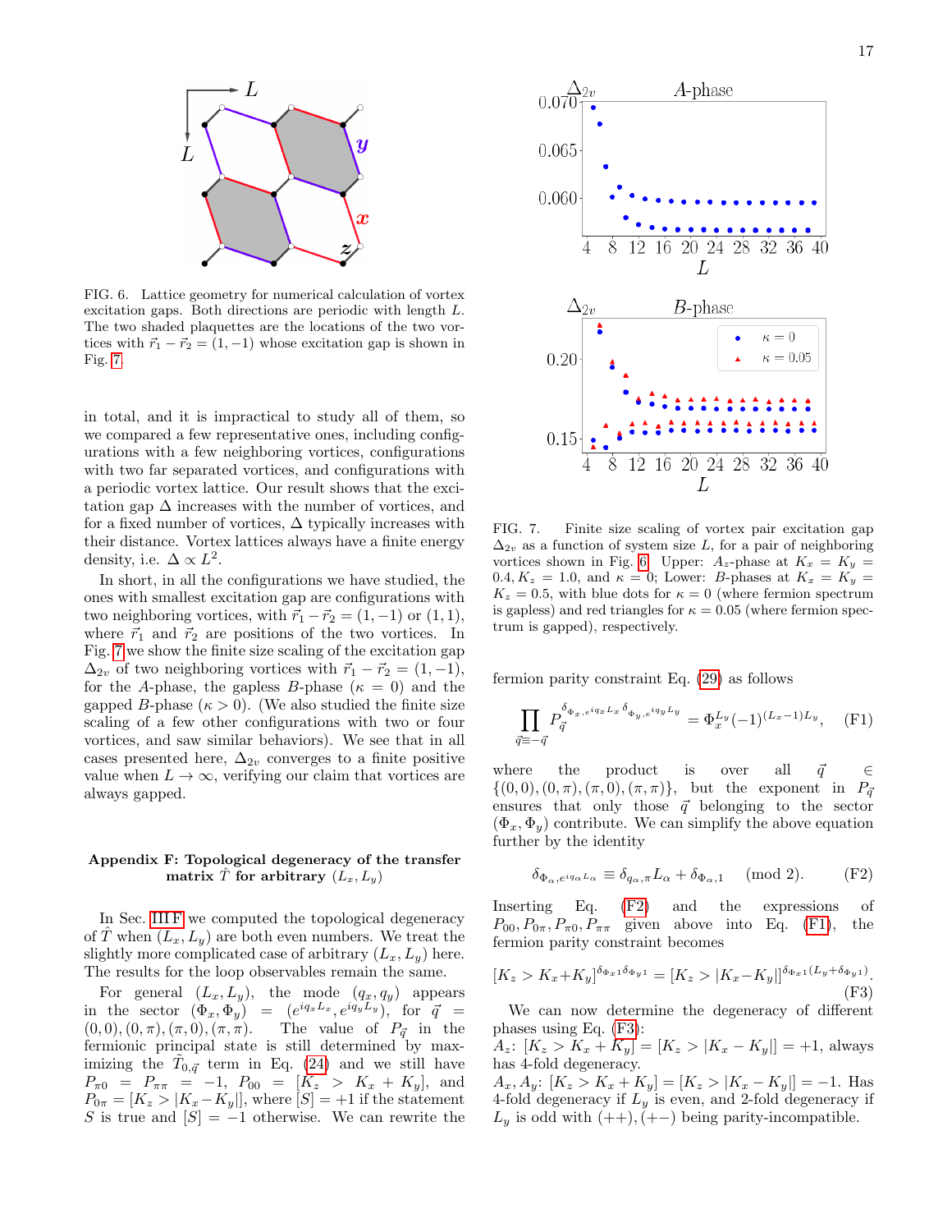FIG. 6. Lattice geometry for numerical calculation of vortex excitation gaps. Both directions are periodic with length $L$. The two shaded plaquettes are the locations of the two vortices with $\vec{r}_1 - \vec{r}_2 = (1, -1)$ whose excitation gap is shown in Fig. 7.

FIG. 7. Finite size scaling of vortex pair excitation gap $\Delta_{2v}$ as a function of system size $L$, for a pair of neighboring vortices shown in Fig. 6. Upper: $A_z$-phase at $K_x = K_y = 0.4, K_z = 1.0$, and $\kappa = 0$; Lower: $B$-phases at $K_x = K_y = K_z = 0.5$, with blue dots for $\kappa = 0$ (where fermion spectrum is gapless) and red triangles for $\kappa = 0.05$ (where fermion spectrum is gapped), respectively.

in total, and it is impractical to study all of them, so we compared a few representative ones, including configurations with a few neighboring vortices, configurations with two far separated vortices, and configurations with a periodic vortex lattice. Our result shows that the excitation gap $\Delta$ increases with the number of vortices, and for a fixed number of vortices, $\Delta$ typically increases with their distance. Vortex lattices always have a finite energy density, i.e. $\Delta \propto L^2$.

In short, in all the configurations we have studied, the ones with smallest excitation gap are configurations with two neighboring vortices, with $\vec{r}_1 - \vec{r}_2 = (1, -1)$ or $(1, 1)$, where $\vec{r}_1$ and $\vec{r}_2$ are positions of the two vortices. In Fig. 7 we show the finite size scaling of the excitation gap $\Delta_{2v}$ of two neighboring vortices with $\vec{r}_1 - \vec{r}_2 = (1, -1)$, for the $A$-phase, the gapless $B$-phase ($\kappa = 0$) and the gapped $B$-phase ($\kappa > 0$). (We also studied the finite size scaling of a few other configurations with two or four vortices, and saw similar behaviors). We see that in all cases presented here, $\Delta_{2v}$ converges to a finite positive value when $L \to \infty$, verifying our claim that vortices are always gapped.

## Appendix F: Topological degeneracy of the transfer matrix $\hat{T}$ for arbitrary $(L_x, L_y)$

In Sec. III F we computed the topological degeneracy of $\hat{T}$ when $(L_x, L_y)$ are both even numbers. We treat the slightly more complicated case of arbitrary $(L_x, L_y)$ here. The results for the loop observables remain the same.

For general $(L_x, L_y)$, the mode $(q_x, q_y)$ appears in the sector $(\Phi_x, \Phi_y) = (e^{iq_x L_x}, e^{iq_y L_y})$, for $\vec{q} = (0, 0), (0, \pi), (\pi, 0), (\pi, \pi)$. The value of $P_{\vec{q}}$ in the fermionic principal state is still determined by maximizing the $\tilde{T}_{0,\vec{q}}$ term in Eq. (24) and we still have $P_{\pi 0} = P_{\pi\pi} = -1$, $P_{00} = [K_z > K_x + K_y]$, and $P_{0\pi} = [K_z > |K_x - K_y|]$, where $[S] = +1$ if the statement $S$ is true and $[S] = -1$ otherwise. We can rewrite the fermion parity constraint Eq. (29) as follows

$$\prod_{\vec{q} \equiv -\vec{q}} P_{\vec{q}}^{\delta_{\Phi_x, e^{iq_x L_x}} \delta_{\Phi_y, e^{iq_y L_y}}} = \Phi_x^{L_y} (-1)^{(L_x - 1)L_y}, \quad \text{(F1)}$$

where the product is over all $\vec{q} \in \{(0, 0), (0, \pi), (\pi, 0), (\pi, \pi)\}$, but the exponent in $P_{\vec{q}}$ ensures that only those $\vec{q}$ belonging to the sector $(\Phi_x, \Phi_y)$ contribute. We can simplify the above equation further by the identity

$$\delta_{\Phi_\alpha, e^{iq_\alpha L_\alpha}} \equiv \delta_{q_\alpha, \pi} L_\alpha + \delta_{\Phi_\alpha, 1} \pmod{2}. \quad \text{(F2)}$$

Inserting Eq. (F2) and the expressions of $P_{00}, P_{0\pi}, P_{\pi 0}, P_{\pi\pi}$ given above into Eq. (F1), the fermion parity constraint becomes

$$[K_z > K_x + K_y]^{\delta_{\Phi_x 1} \delta_{\Phi_y 1}} = [K_z > |K_x - K_y|]^{\delta_{\Phi_x 1}(L_y + \delta_{\Phi_y 1})}. \quad \text{(F3)}$$

We can now determine the degeneracy of different phases using Eq. (F3):

$A_z$: $[K_z > K_x + K_y] = [K_z > |K_x - K_y|] = +1$, always has 4-fold degeneracy.

$A_x, A_y$: $[K_z > K_x + K_y] = [K_z > |K_x - K_y|] = -1$. Has 4-fold degeneracy if $L_y$ is even, and 2-fold degeneracy if $L_y$ is odd with $(++), (+-)$ being parity-incompatible.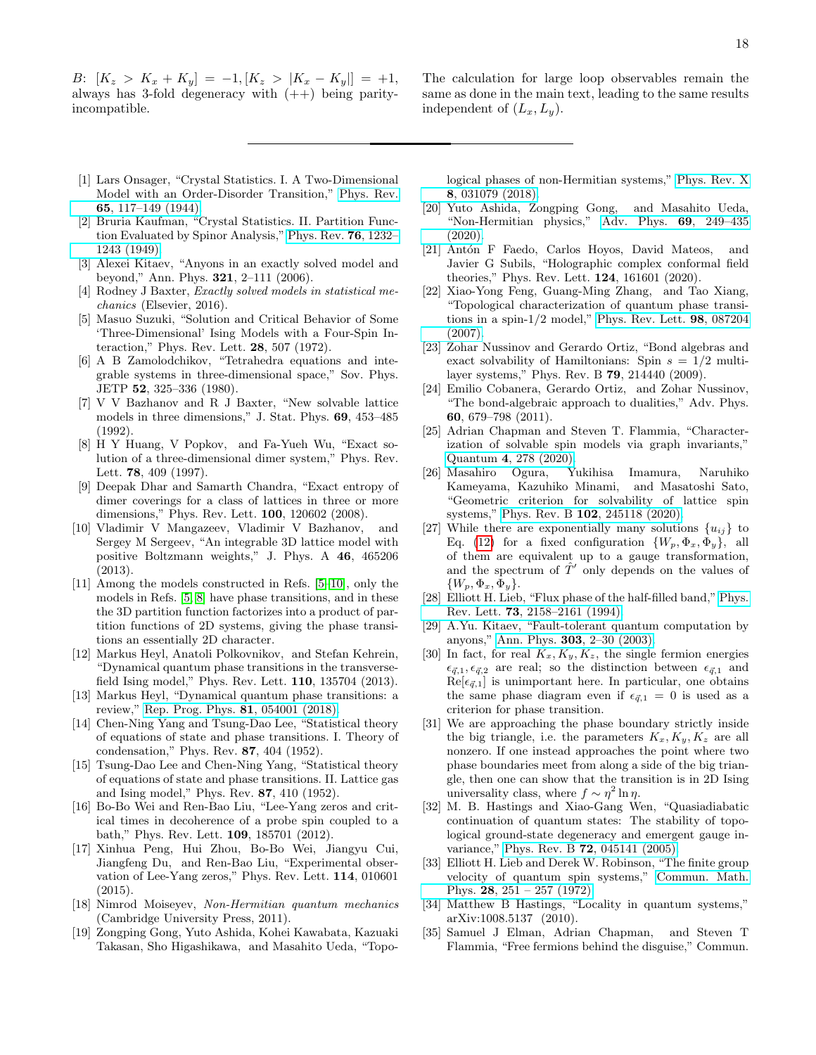$B$: $[K_z > K_x + K_y] = -1, [K_z > |K_x - K_y|] = +1$, always has 3-fold degeneracy with $(++)$ being parity-incompatible.

The calculation for large loop observables remain the same as done in the main text, leading to the same results independent of $(L_x, L_y)$.

---

[1] Lars Onsager, "Crystal Statistics. I. A Two-Dimensional Model with an Order-Disorder Transition," Phys. Rev. **65**, 117–149 (1944).

[2] Bruria Kaufman, "Crystal Statistics. II. Partition Function Evaluated by Spinor Analysis," Phys. Rev. **76**, 1232–1243 (1949).

[3] Alexei Kitaev, "Anyons in an exactly solved model and beyond," Ann. Phys. **321**, 2–111 (2006).

[4] Rodney J Baxter, *Exactly solved models in statistical mechanics* (Elsevier, 2016).

[5] Masuo Suzuki, "Solution and Critical Behavior of Some 'Three-Dimensional' Ising Models with a Four-Spin Interaction," Phys. Rev. Lett. **28**, 507 (1972).

[6] A B Zamolodchikov, "Tetrahedra equations and integrable systems in three-dimensional space," Sov. Phys. JETP **52**, 325–336 (1980).

[7] V V Bazhanov and R J Baxter, "New solvable lattice models in three dimensions," J. Stat. Phys. **69**, 453–485 (1992).

[8] H Y Huang, V Popkov, and Fa-Yueh Wu, "Exact solution of a three-dimensional dimer system," Phys. Rev. Lett. **78**, 409 (1997).

[9] Deepak Dhar and Samarth Chandra, "Exact entropy of dimer coverings for a class of lattices in three or more dimensions," Phys. Rev. Lett. **100**, 120602 (2008).

[10] Vladimir V Mangazeev, Vladimir V Bazhanov, and Sergey M Sergeev, "An integrable 3D lattice model with positive Boltzmann weights," J. Phys. A **46**, 465206 (2013).

[11] Among the models constructed in Refs. [5–10], only the models in Refs. [5, 8] have phase transitions, and in these the 3D partition function factorizes into a product of partition functions of 2D systems, giving the phase transitions an essentially 2D character.

[12] Markus Heyl, Anatoli Polkovnikov, and Stefan Kehrein, "Dynamical quantum phase transitions in the transverse-field Ising model," Phys. Rev. Lett. **110**, 135704 (2013).

[13] Markus Heyl, "Dynamical quantum phase transitions: a review," Rep. Prog. Phys. **81**, 054001 (2018).

[14] Chen-Ning Yang and Tsung-Dao Lee, "Statistical theory of equations of state and phase transitions. I. Theory of condensation," Phys. Rev. **87**, 404 (1952).

[15] Tsung-Dao Lee and Chen-Ning Yang, "Statistical theory of equations of state and phase transitions. II. Lattice gas and Ising model," Phys. Rev. **87**, 410 (1952).

[16] Bo-Bo Wei and Ren-Bao Liu, "Lee-Yang zeros and critical times in decoherence of a probe spin coupled to a bath," Phys. Rev. Lett. **109**, 185701 (2012).

[17] Xinhua Peng, Hui Zhou, Bo-Bo Wei, Jiangyu Cui, Jiangfeng Du, and Ren-Bao Liu, "Experimental observation of Lee-Yang zeros," Phys. Rev. Lett. **114**, 010601 (2015).

[18] Nimrod Moiseyev, *Non-Hermitian quantum mechanics* (Cambridge University Press, 2011).

[19] Zongping Gong, Yuto Ashida, Kohei Kawabata, Kazuaki Takasan, Sho Higashikawa, and Masahito Ueda, "Topological phases of non-Hermitian systems," Phys. Rev. X **8**, 031079 (2018).

[20] Yuto Ashida, Zongping Gong, and Masahito Ueda, "Non-Hermitian physics," Adv. Phys. **69**, 249–435 (2020).

[21] Antón F Faedo, Carlos Hoyos, David Mateos, and Javier G Subils, "Holographic complex conformal field theories," Phys. Rev. Lett. **124**, 161601 (2020).

[22] Xiao-Yong Feng, Guang-Ming Zhang, and Tao Xiang, "Topological characterization of quantum phase transitions in a spin-1/2 model," Phys. Rev. Lett. **98**, 087204 (2007).

[23] Zohar Nussinov and Gerardo Ortiz, "Bond algebras and exact solvability of Hamiltonians: Spin $s = 1/2$ multilayer systems," Phys. Rev. B **79**, 214440 (2009).

[24] Emilio Cobanera, Gerardo Ortiz, and Zohar Nussinov, "The bond-algebraic approach to dualities," Adv. Phys. **60**, 679–798 (2011).

[25] Adrian Chapman and Steven T. Flammia, "Characterization of solvable spin models via graph invariants," Quantum **4**, 278 (2020).

[26] Masahiro Ogura, Yukihisa Imamura, Naruhiko Kameyama, Kazuhiko Minami, and Masatoshi Sato, "Geometric criterion for solvability of lattice spin systems," Phys. Rev. B **102**, 245118 (2020).

[27] While there are exponentially many solutions $\{u_{ij}\}$ to Eq. (12) for a fixed configuration $\{W_p, \Phi_x, \Phi_y\}$, all of them are equivalent up to a gauge transformation, and the spectrum of $\hat{T}'$ only depends on the values of $\{W_p, \Phi_x, \Phi_y\}$.

[28] Elliott H. Lieb, "Flux phase of the half-filled band," Phys. Rev. Lett. **73**, 2158–2161 (1994).

[29] A.Yu. Kitaev, "Fault-tolerant quantum computation by anyons," Ann. Phys. **303**, 2–30 (2003).

[30] In fact, for real $K_x, K_y, K_z$, the single fermion energies $\epsilon_{\vec{q},1}, \epsilon_{\vec{q},2}$ are real; so the distinction between $\epsilon_{\vec{q},1}$ and $\mathrm{Re}[\epsilon_{\vec{q},1}]$ is unimportant here. In particular, one obtains the same phase diagram even if $\epsilon_{\vec{q},1} = 0$ is used as a criterion for phase transition.

[31] We are approaching the phase boundary strictly inside the big triangle, i.e. the parameters $K_x, K_y, K_z$ are all nonzero. If one instead approaches the point where two phase boundaries meet from along a side of the big triangle, then one can show that the transition is in 2D Ising universality class, where $f \sim \eta^2 \ln \eta$.

[32] M. B. Hastings and Xiao-Gang Wen, "Quasiadiabatic continuation of quantum states: The stability of topological ground-state degeneracy and emergent gauge invariance," Phys. Rev. B **72**, 045141 (2005).

[33] Elliott H. Lieb and Derek W. Robinson, "The finite group velocity of quantum spin systems," Commun. Math. Phys. **28**, 251 – 257 (1972).

[34] Matthew B Hastings, "Locality in quantum systems," arXiv:1008.5137 (2010).

[35] Samuel J Elman, Adrian Chapman, and Steven T Flammia, "Free fermions behind the disguise," Commun.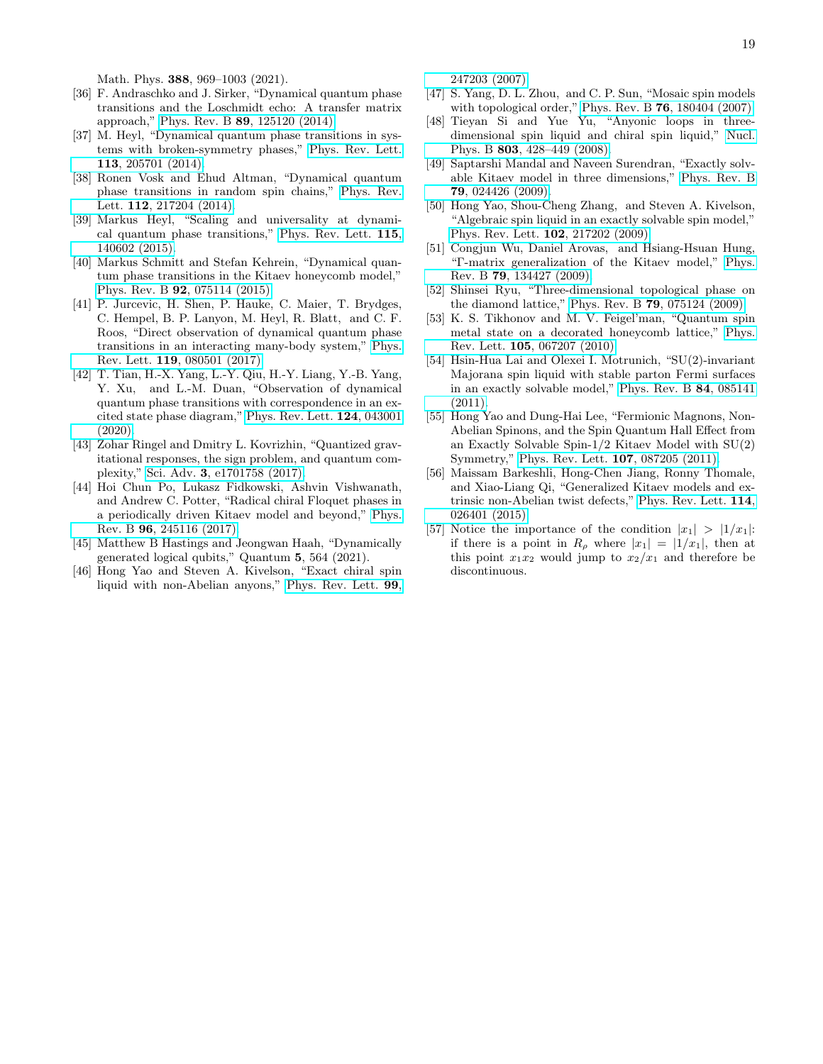Math. Phys. **388**, 969–1003 (2021).

[36] F. Andraschko and J. Sirker, "Dynamical quantum phase transitions and the Loschmidt echo: A transfer matrix approach," Phys. Rev. B **89**, 125120 (2014).

[37] M. Heyl, "Dynamical quantum phase transitions in systems with broken-symmetry phases," Phys. Rev. Lett. **113**, 205701 (2014).

[38] Ronen Vosk and Ehud Altman, "Dynamical quantum phase transitions in random spin chains," Phys. Rev. Lett. **112**, 217204 (2014).

[39] Markus Heyl, "Scaling and universality at dynamical quantum phase transitions," Phys. Rev. Lett. **115**, 140602 (2015).

[40] Markus Schmitt and Stefan Kehrein, "Dynamical quantum phase transitions in the Kitaev honeycomb model," Phys. Rev. B **92**, 075114 (2015).

[41] P. Jurcevic, H. Shen, P. Hauke, C. Maier, T. Brydges, C. Hempel, B. P. Lanyon, M. Heyl, R. Blatt, and C. F. Roos, "Direct observation of dynamical quantum phase transitions in an interacting many-body system," Phys. Rev. Lett. **119**, 080501 (2017).

[42] T. Tian, H.-X. Yang, L.-Y. Qiu, H.-Y. Liang, Y.-B. Yang, Y. Xu, and L.-M. Duan, "Observation of dynamical quantum phase transitions with correspondence in an excited state phase diagram," Phys. Rev. Lett. **124**, 043001 (2020).

[43] Zohar Ringel and Dmitry L. Kovrizhin, "Quantized gravitational responses, the sign problem, and quantum complexity," Sci. Adv. **3**, e1701758 (2017).

[44] Hoi Chun Po, Lukasz Fidkowski, Ashvin Vishwanath, and Andrew C. Potter, "Radical chiral Floquet phases in a periodically driven Kitaev model and beyond," Phys. Rev. B **96**, 245116 (2017).

[45] Matthew B Hastings and Jeongwan Haah, "Dynamically generated logical qubits," Quantum **5**, 564 (2021).

[46] Hong Yao and Steven A. Kivelson, "Exact chiral spin liquid with non-Abelian anyons," Phys. Rev. Lett. **99**, 247203 (2007).

[47] S. Yang, D. L. Zhou, and C. P. Sun, "Mosaic spin models with topological order," Phys. Rev. B **76**, 180404 (2007).

[48] Tieyan Si and Yue Yu, "Anyonic loops in three-dimensional spin liquid and chiral spin liquid," Nucl. Phys. B **803**, 428–449 (2008).

[49] Saptarshi Mandal and Naveen Surendran, "Exactly solvable Kitaev model in three dimensions," Phys. Rev. B **79**, 024426 (2009).

[50] Hong Yao, Shou-Cheng Zhang, and Steven A. Kivelson, "Algebraic spin liquid in an exactly solvable spin model," Phys. Rev. Lett. **102**, 217202 (2009).

[51] Congjun Wu, Daniel Arovas, and Hsiang-Hsuan Hung, "Γ-matrix generalization of the Kitaev model," Phys. Rev. B **79**, 134427 (2009).

[52] Shinsei Ryu, "Three-dimensional topological phase on the diamond lattice," Phys. Rev. B **79**, 075124 (2009).

[53] K. S. Tikhonov and M. V. Feigel'man, "Quantum spin metal state on a decorated honeycomb lattice," Phys. Rev. Lett. **105**, 067207 (2010).

[54] Hsin-Hua Lai and Olexei I. Motrunich, "SU(2)-invariant Majorana spin liquid with stable parton Fermi surfaces in an exactly solvable model," Phys. Rev. B **84**, 085141 (2011).

[55] Hong Yao and Dung-Hai Lee, "Fermionic Magnons, Non-Abelian Spinons, and the Spin Quantum Hall Effect from an Exactly Solvable Spin-1/2 Kitaev Model with SU(2) Symmetry," Phys. Rev. Lett. **107**, 087205 (2011).

[56] Maissam Barkeshli, Hong-Chen Jiang, Ronny Thomale, and Xiao-Liang Qi, "Generalized Kitaev models and extrinsic non-Abelian twist defects," Phys. Rev. Lett. **114**, 026401 (2015).

[57] Notice the importance of the condition $|x_1| > |1/x_1|$: if there is a point in $R_\rho$ where $|x_1| = |1/x_1|$, then at this point $x_1 x_2$ would jump to $x_2/x_1$ and therefore be discontinuous.